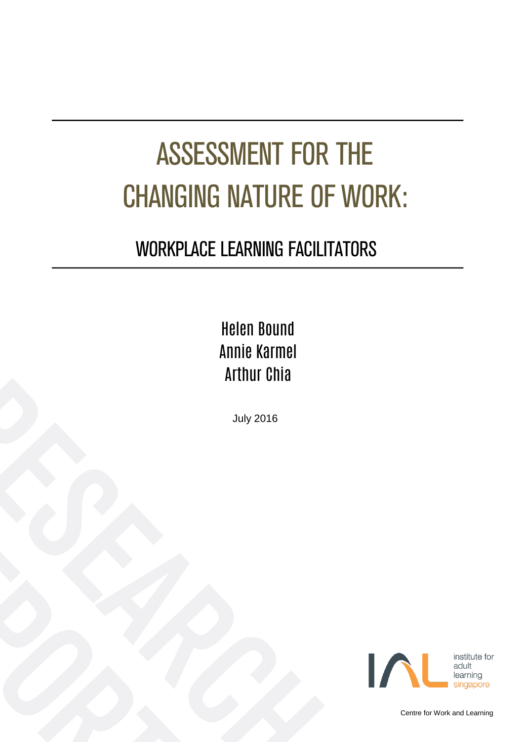# ASSESSMENT FOR THE CHANGING NATURE OF WORK:

## WORKPLACE LEARNING FACILITATORS

Helen Bound
Annie Karmel
Arthur Chia

July 2016

institute for adult learning singapore

Centre for Work and Learning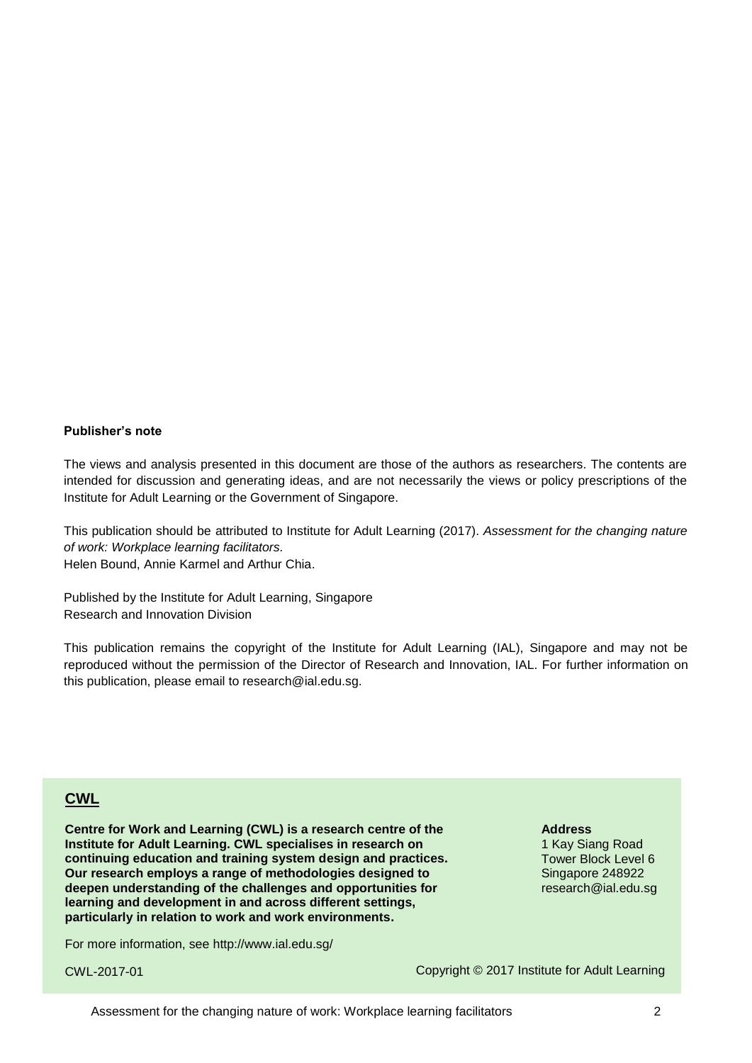**Publisher's note**

The views and analysis presented in this document are those of the authors as researchers. The contents are intended for discussion and generating ideas, and are not necessarily the views or policy prescriptions of the Institute for Adult Learning or the Government of Singapore.

This publication should be attributed to Institute for Adult Learning (2017). *Assessment for the changing nature of work: Workplace learning facilitators.*
Helen Bound, Annie Karmel and Arthur Chia.

Published by the Institute for Adult Learning, Singapore
Research and Innovation Division

This publication remains the copyright of the Institute for Adult Learning (IAL), Singapore and may not be reproduced without the permission of the Director of Research and Innovation, IAL. For further information on this publication, please email to research@ial.edu.sg.

## CWL

**Centre for Work and Learning (CWL) is a research centre of the Institute for Adult Learning. CWL specialises in research on continuing education and training system design and practices. Our research employs a range of methodologies designed to deepen understanding of the challenges and opportunities for learning and development in and across different settings, particularly in relation to work and work environments.**

**Address**
1 Kay Siang Road
Tower Block Level 6
Singapore 248922
research@ial.edu.sg

For more information, see http://www.ial.edu.sg/

CWL-2017-01

Copyright © 2017 Institute for Adult Learning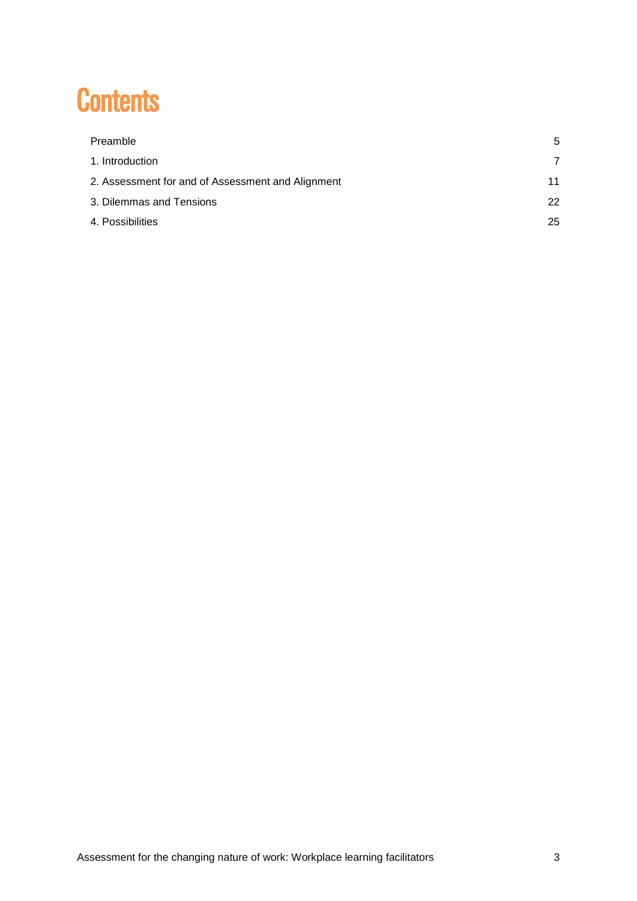# Contents

| | |
|---|---|
| Preamble | 5 |
| 1. Introduction | 7 |
| 2. Assessment for and of Assessment and Alignment | 11 |
| 3. Dilemmas and Tensions | 22 |
| 4. Possibilities | 25 |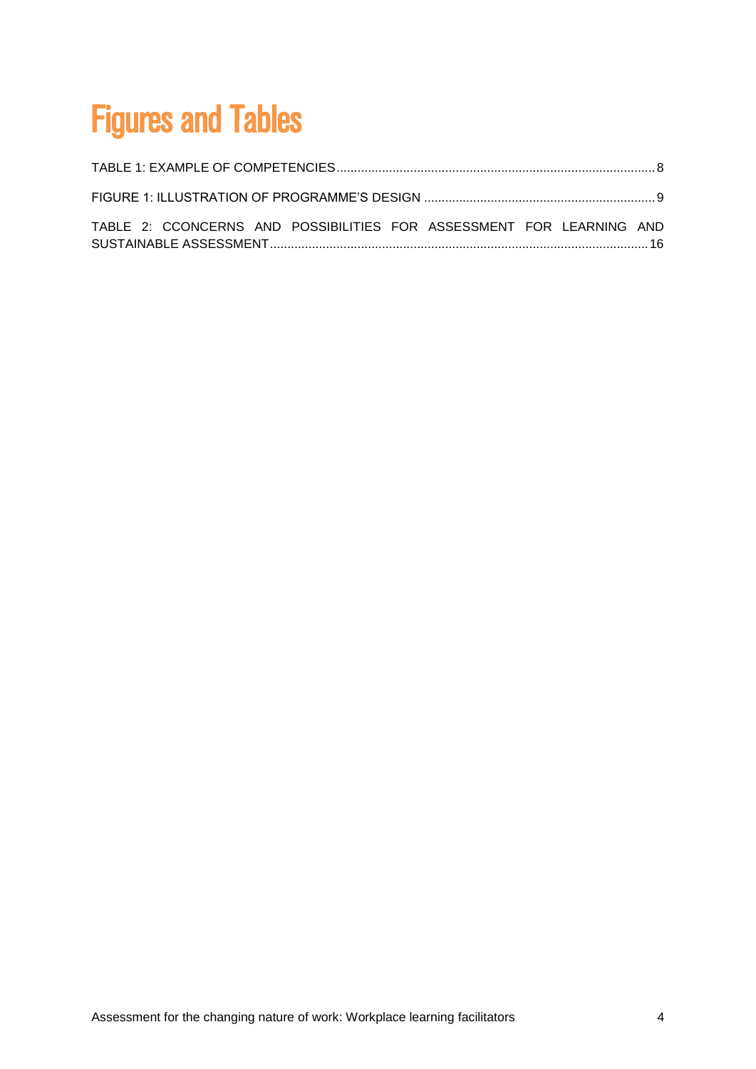# Figures and Tables

TABLE 1: EXAMPLE OF COMPETENCIES ........................................................................................ 8

FIGURE 1: ILLUSTRATION OF PROGRAMME'S DESIGN ................................................................ 9

TABLE 2: CCONCERNS AND POSSIBILITIES FOR ASSESSMENT FOR LEARNING AND SUSTAINABLE ASSESSMENT ........................................................................................................ 16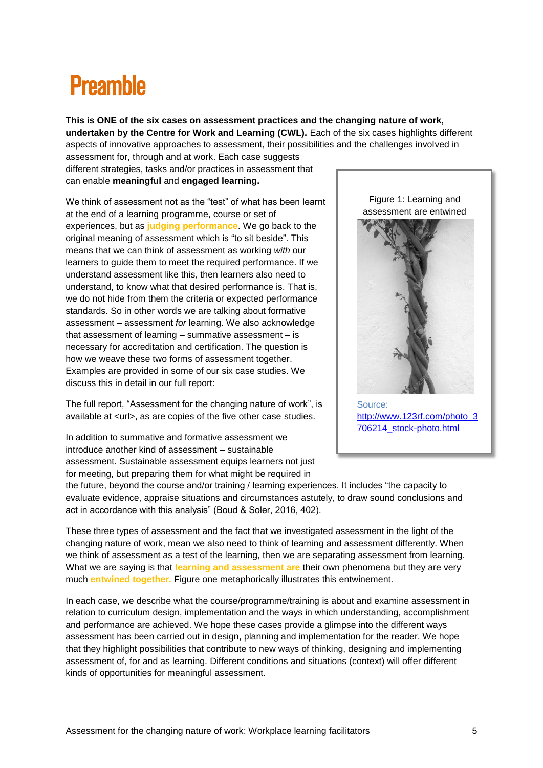# Preamble

**This is ONE of the six cases on assessment practices and the changing nature of work, undertaken by the Centre for Work and Learning (CWL).** Each of the six cases highlights different aspects of innovative approaches to assessment, their possibilities and the challenges involved in assessment for, through and at work. Each case suggests different strategies, tasks and/or practices in assessment that can enable **meaningful** and **engaged learning.**

We think of assessment not as the "test" of what has been learnt at the end of a learning programme, course or set of experiences, but as **judging performance**. We go back to the original meaning of assessment which is "to sit beside". This means that we can think of assessment as working *with* our learners to guide them to meet the required performance. If we understand assessment like this, then learners also need to understand, to know what that desired performance is. That is, we do not hide from them the criteria or expected performance standards. So in other words we are talking about formative assessment – assessment *for* learning. We also acknowledge that assessment of learning – summative assessment – is necessary for accreditation and certification. The question is how we weave these two forms of assessment together. Examples are provided in some of our six case studies. We discuss this in detail in our full report:

The full report, "Assessment for the changing nature of work", is available at <url>, as are copies of the five other case studies.

Figure 1: Learning and assessment are entwined

Source: http://www.123rf.com/photo_3706214_stock-photo.html

In addition to summative and formative assessment we introduce another kind of assessment – sustainable assessment. Sustainable assessment equips learners not just for meeting, but preparing them for what might be required in the future, beyond the course and/or training / learning experiences. It includes "the capacity to evaluate evidence, appraise situations and circumstances astutely, to draw sound conclusions and act in accordance with this analysis" (Boud & Soler, 2016, 402).

These three types of assessment and the fact that we investigated assessment in the light of the changing nature of work, mean we also need to think of learning and assessment differently. When we think of assessment as a test of the learning, then we are separating assessment from learning. What we are saying is that **learning and assessment are** their own phenomena but they are very much **entwined together.** Figure one metaphorically illustrates this entwinement.

In each case, we describe what the course/programme/training is about and examine assessment in relation to curriculum design, implementation and the ways in which understanding, accomplishment and performance are achieved. We hope these cases provide a glimpse into the different ways assessment has been carried out in design, planning and implementation for the reader. We hope that they highlight possibilities that contribute to new ways of thinking, designing and implementing assessment of, for and as learning. Different conditions and situations (context) will offer different kinds of opportunities for meaningful assessment.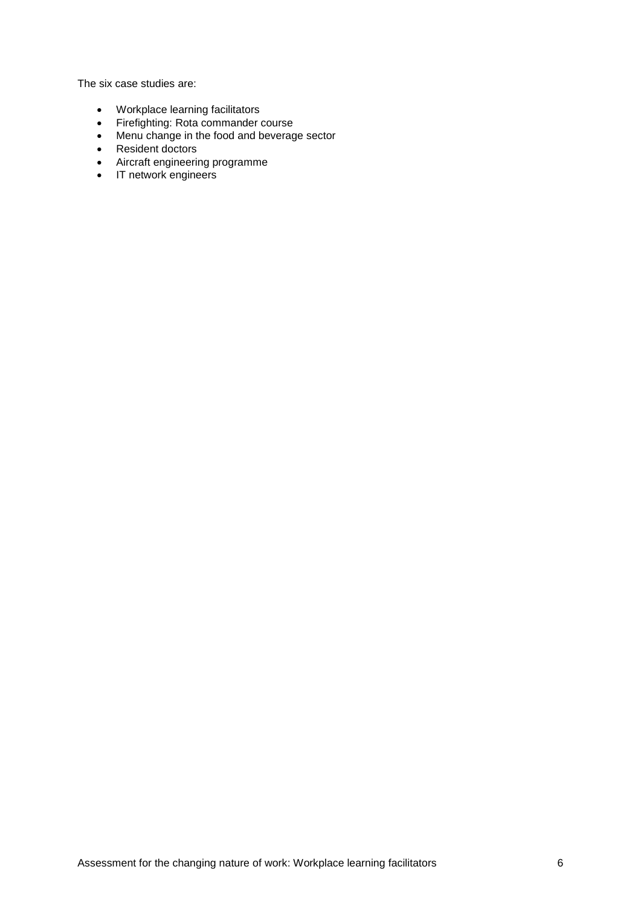The six case studies are:

- Workplace learning facilitators
- Firefighting: Rota commander course
- Menu change in the food and beverage sector
- Resident doctors
- Aircraft engineering programme
- IT network engineers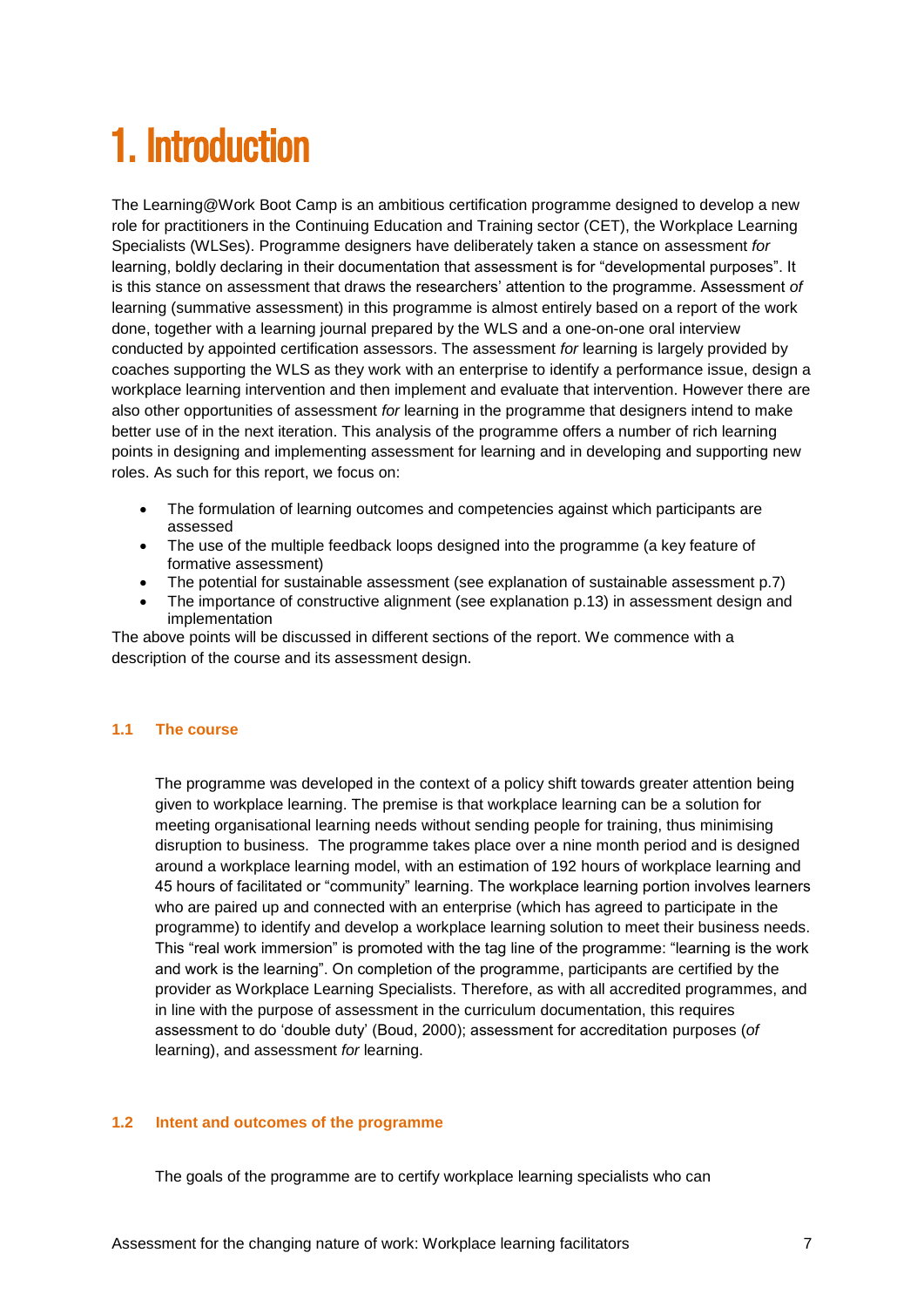# 1. Introduction

The Learning@Work Boot Camp is an ambitious certification programme designed to develop a new role for practitioners in the Continuing Education and Training sector (CET), the Workplace Learning Specialists (WLSes). Programme designers have deliberately taken a stance on assessment *for* learning, boldly declaring in their documentation that assessment is for "developmental purposes". It is this stance on assessment that draws the researchers' attention to the programme. Assessment *of* learning (summative assessment) in this programme is almost entirely based on a report of the work done, together with a learning journal prepared by the WLS and a one-on-one oral interview conducted by appointed certification assessors. The assessment *for* learning is largely provided by coaches supporting the WLS as they work with an enterprise to identify a performance issue, design a workplace learning intervention and then implement and evaluate that intervention. However there are also other opportunities of assessment *for* learning in the programme that designers intend to make better use of in the next iteration. This analysis of the programme offers a number of rich learning points in designing and implementing assessment for learning and in developing and supporting new roles. As such for this report, we focus on:

- The formulation of learning outcomes and competencies against which participants are assessed
- The use of the multiple feedback loops designed into the programme (a key feature of formative assessment)
- The potential for sustainable assessment (see explanation of sustainable assessment p.7)
- The importance of constructive alignment (see explanation p.13) in assessment design and implementation

The above points will be discussed in different sections of the report. We commence with a description of the course and its assessment design.

### 1.1 The course

The programme was developed in the context of a policy shift towards greater attention being given to workplace learning. The premise is that workplace learning can be a solution for meeting organisational learning needs without sending people for training, thus minimising disruption to business. The programme takes place over a nine month period and is designed around a workplace learning model, with an estimation of 192 hours of workplace learning and 45 hours of facilitated or "community" learning. The workplace learning portion involves learners who are paired up and connected with an enterprise (which has agreed to participate in the programme) to identify and develop a workplace learning solution to meet their business needs. This "real work immersion" is promoted with the tag line of the programme: "learning is the work and work is the learning". On completion of the programme, participants are certified by the provider as Workplace Learning Specialists. Therefore, as with all accredited programmes, and in line with the purpose of assessment in the curriculum documentation, this requires assessment to do 'double duty' (Boud, 2000); assessment for accreditation purposes (*of* learning), and assessment *for* learning.

### 1.2 Intent and outcomes of the programme

The goals of the programme are to certify workplace learning specialists who can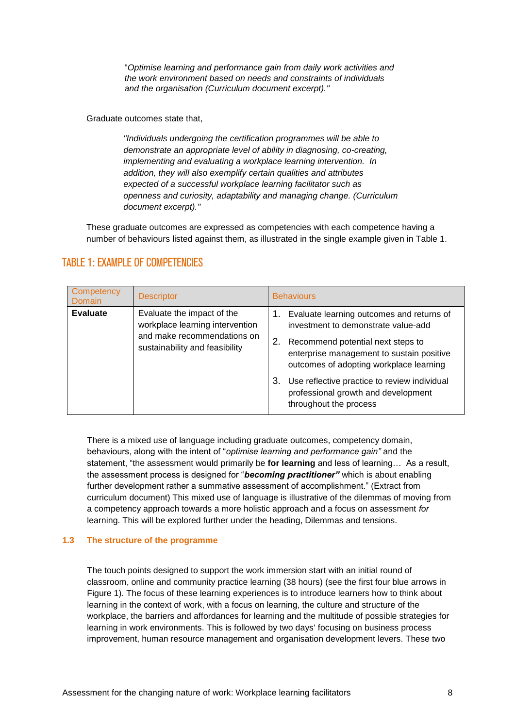> *"Optimise learning and performance gain from daily work activities and the work environment based on needs and constraints of individuals and the organisation (Curriculum document excerpt)."*

Graduate outcomes state that,

> *"Individuals undergoing the certification programmes will be able to demonstrate an appropriate level of ability in diagnosing, co-creating, implementing and evaluating a workplace learning intervention. In addition, they will also exemplify certain qualities and attributes expected of a successful workplace learning facilitator such as openness and curiosity, adaptability and managing change. (Curriculum document excerpt)."*

These graduate outcomes are expressed as competencies with each competence having a number of behaviours listed against them, as illustrated in the single example given in Table 1.

## TABLE 1: EXAMPLE OF COMPETENCIES

| Competency Domain | Descriptor | Behaviours |
|---|---|---|
| **Evaluate** | Evaluate the impact of the workplace learning intervention and make recommendations on sustainability and feasibility | 1. Evaluate learning outcomes and returns of investment to demonstrate value-add<br>2. Recommend potential next steps to enterprise management to sustain positive outcomes of adopting workplace learning<br>3. Use reflective practice to review individual professional growth and development throughout the process |

There is a mixed use of language including graduate outcomes, competency domain, behaviours, along with the intent of "*optimise learning and performance gain"* and the statement, "the assessment would primarily be **for learning** and less of learning… As a result, the assessment process is designed for "***becoming practitioner"*** which is about enabling further development rather a summative assessment of accomplishment." (Extract from curriculum document) This mixed use of language is illustrative of the dilemmas of moving from a competency approach towards a more holistic approach and a focus on assessment *for* learning. This will be explored further under the heading, Dilemmas and tensions.

### 1.3 The structure of the programme

The touch points designed to support the work immersion start with an initial round of classroom, online and community practice learning (38 hours) (see the first four blue arrows in Figure 1). The focus of these learning experiences is to introduce learners how to think about learning in the context of work, with a focus on learning, the culture and structure of the workplace, the barriers and affordances for learning and the multitude of possible strategies for learning in work environments. This is followed by two days' focusing on business process improvement, human resource management and organisation development levers. These two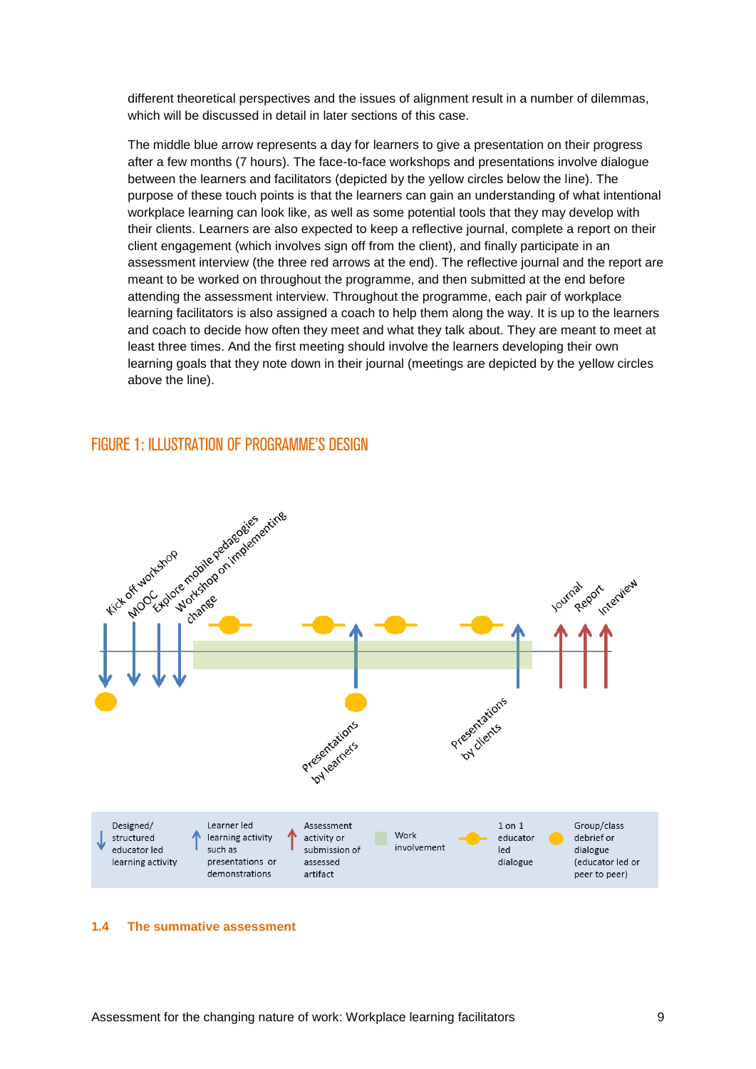different theoretical perspectives and the issues of alignment result in a number of dilemmas, which will be discussed in detail in later sections of this case.

The middle blue arrow represents a day for learners to give a presentation on their progress after a few months (7 hours). The face-to-face workshops and presentations involve dialogue between the learners and facilitators (depicted by the yellow circles below the line). The purpose of these touch points is that the learners can gain an understanding of what intentional workplace learning can look like, as well as some potential tools that they may develop with their clients. Learners are also expected to keep a reflective journal, complete a report on their client engagement (which involves sign off from the client), and finally participate in an assessment interview (the three red arrows at the end). The reflective journal and the report are meant to be worked on throughout the programme, and then submitted at the end before attending the assessment interview. Throughout the programme, each pair of workplace learning facilitators is also assigned a coach to help them along the way. It is up to the learners and coach to decide how often they meet and what they talk about. They are meant to meet at least three times. And the first meeting should involve the learners developing their own learning goals that they note down in their journal (meetings are depicted by the yellow circles above the line).

## FIGURE 1: ILLUSTRATION OF PROGRAMME'S DESIGN

Kick off workshop, MOOC, Explore mobile pedagogies, Workshop on implementing change, Presentations by learners, Presentations by clients, Journal, Report, Interview

| Designed/ structured educator led learning activity | Learner led learning activity such as presentations or demonstrations | Assessment activity or submission of assessed artifact | Work involvement | 1 on 1 educator led dialogue | Group/class debrief or dialogue (educator led or peer to peer) |
|---|---|---|---|---|---|

### 1.4 The summative assessment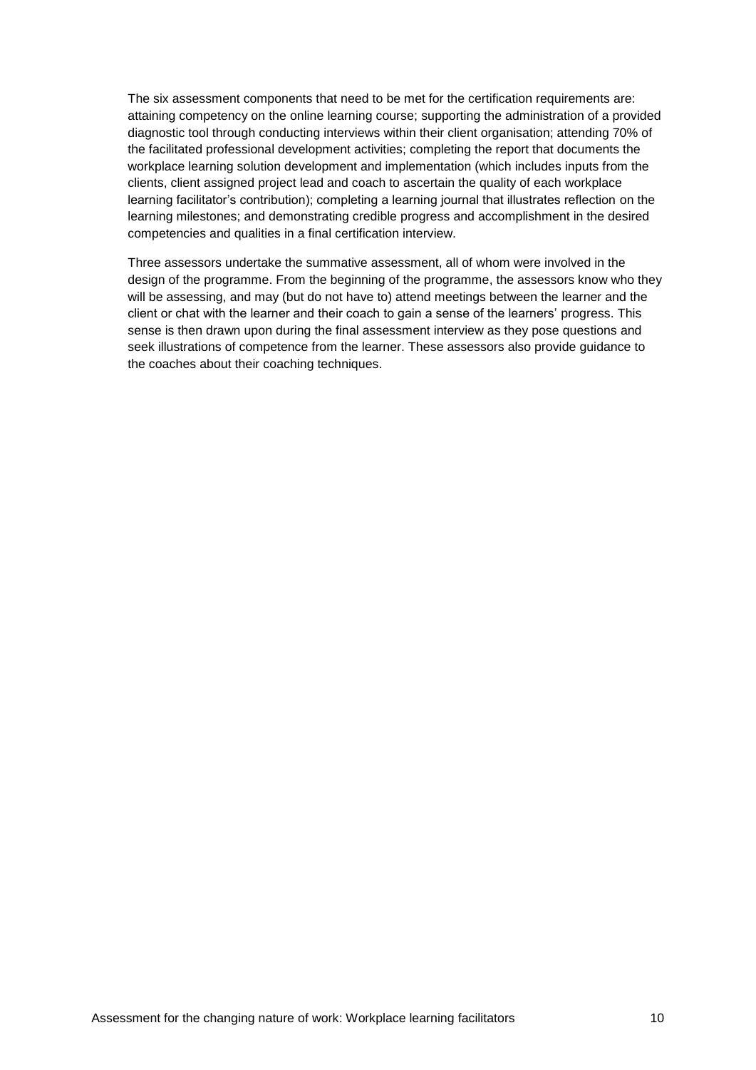The six assessment components that need to be met for the certification requirements are: attaining competency on the online learning course; supporting the administration of a provided diagnostic tool through conducting interviews within their client organisation; attending 70% of the facilitated professional development activities; completing the report that documents the workplace learning solution development and implementation (which includes inputs from the clients, client assigned project lead and coach to ascertain the quality of each workplace learning facilitator's contribution); completing a learning journal that illustrates reflection on the learning milestones; and demonstrating credible progress and accomplishment in the desired competencies and qualities in a final certification interview.

Three assessors undertake the summative assessment, all of whom were involved in the design of the programme. From the beginning of the programme, the assessors know who they will be assessing, and may (but do not have to) attend meetings between the learner and the client or chat with the learner and their coach to gain a sense of the learners' progress. This sense is then drawn upon during the final assessment interview as they pose questions and seek illustrations of competence from the learner. These assessors also provide guidance to the coaches about their coaching techniques.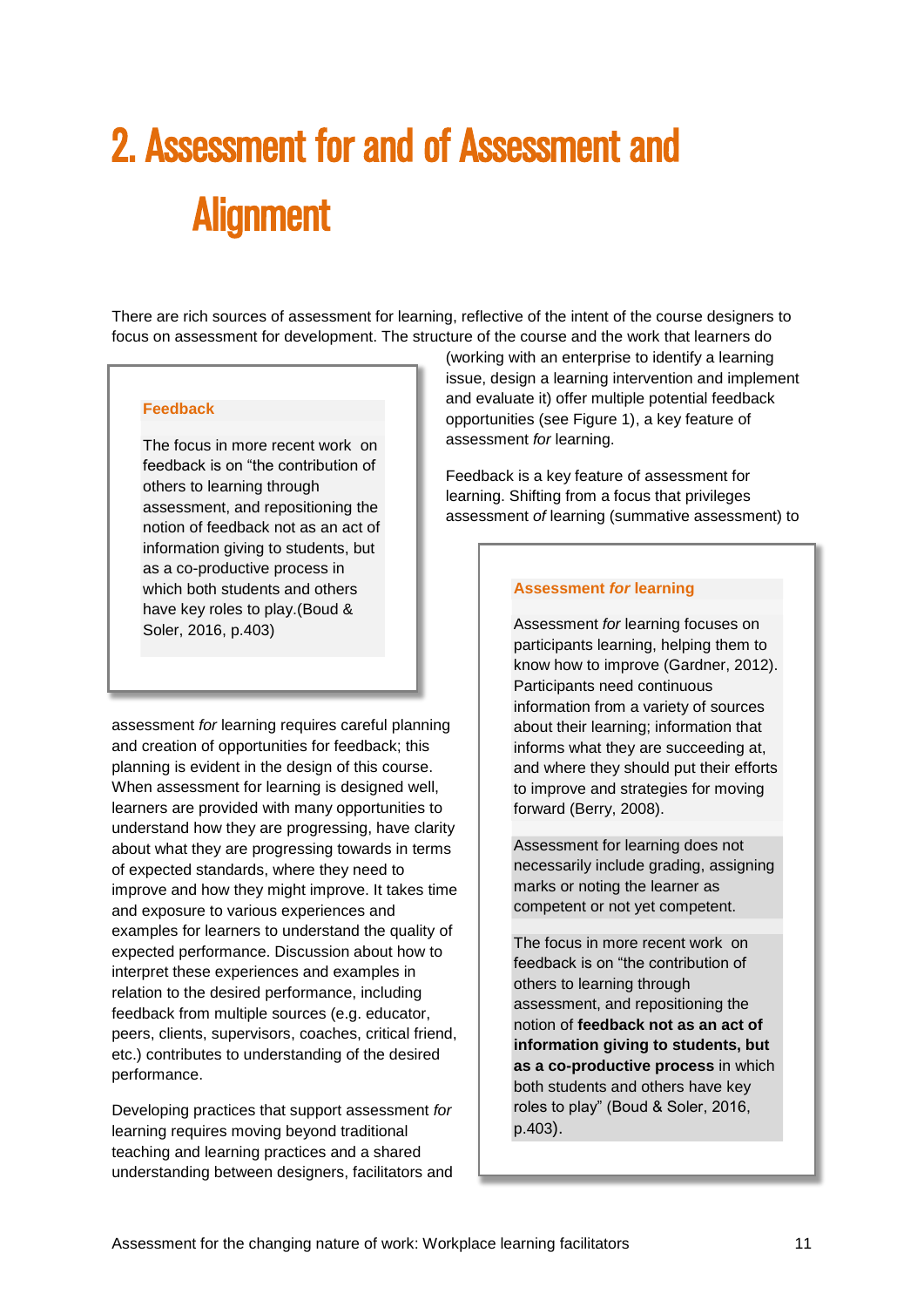# 2. Assessment for and of Assessment and Alignment

There are rich sources of assessment for learning, reflective of the intent of the course designers to focus on assessment for development. The structure of the course and the work that learners do (working with an enterprise to identify a learning issue, design a learning intervention and implement and evaluate it) offer multiple potential feedback opportunities (see Figure 1), a key feature of assessment *for* learning.

> **Feedback**
>
> The focus in more recent work on feedback is on "the contribution of others to learning through assessment, and repositioning the notion of feedback not as an act of information giving to students, but as a co-productive process in which both students and others have key roles to play.(Boud & Soler, 2016, p.403)

Feedback is a key feature of assessment for learning. Shifting from a focus that privileges assessment *of* learning (summative assessment) to assessment *for* learning requires careful planning and creation of opportunities for feedback; this planning is evident in the design of this course. When assessment for learning is designed well, learners are provided with many opportunities to understand how they are progressing, have clarity about what they are progressing towards in terms of expected standards, where they need to improve and how they might improve. It takes time and exposure to various experiences and examples for learners to understand the quality of expected performance. Discussion about how to interpret these experiences and examples in relation to the desired performance, including feedback from multiple sources (e.g. educator, peers, clients, supervisors, coaches, critical friend, etc.) contributes to understanding of the desired performance.

> **Assessment *for* learning**
>
> Assessment *for* learning focuses on participants learning, helping them to know how to improve (Gardner, 2012). Participants need continuous information from a variety of sources about their learning; information that informs what they are succeeding at, and where they should put their efforts to improve and strategies for moving forward (Berry, 2008).
>
> Assessment for learning does not necessarily include grading, assigning marks or noting the learner as competent or not yet competent.
>
> The focus in more recent work on feedback is on "the contribution of others to learning through assessment, and repositioning the notion of **feedback not as an act of information giving to students, but as a co-productive process** in which both students and others have key roles to play" (Boud & Soler, 2016, p.403).

Developing practices that support assessment *for* learning requires moving beyond traditional teaching and learning practices and a shared understanding between designers, facilitators and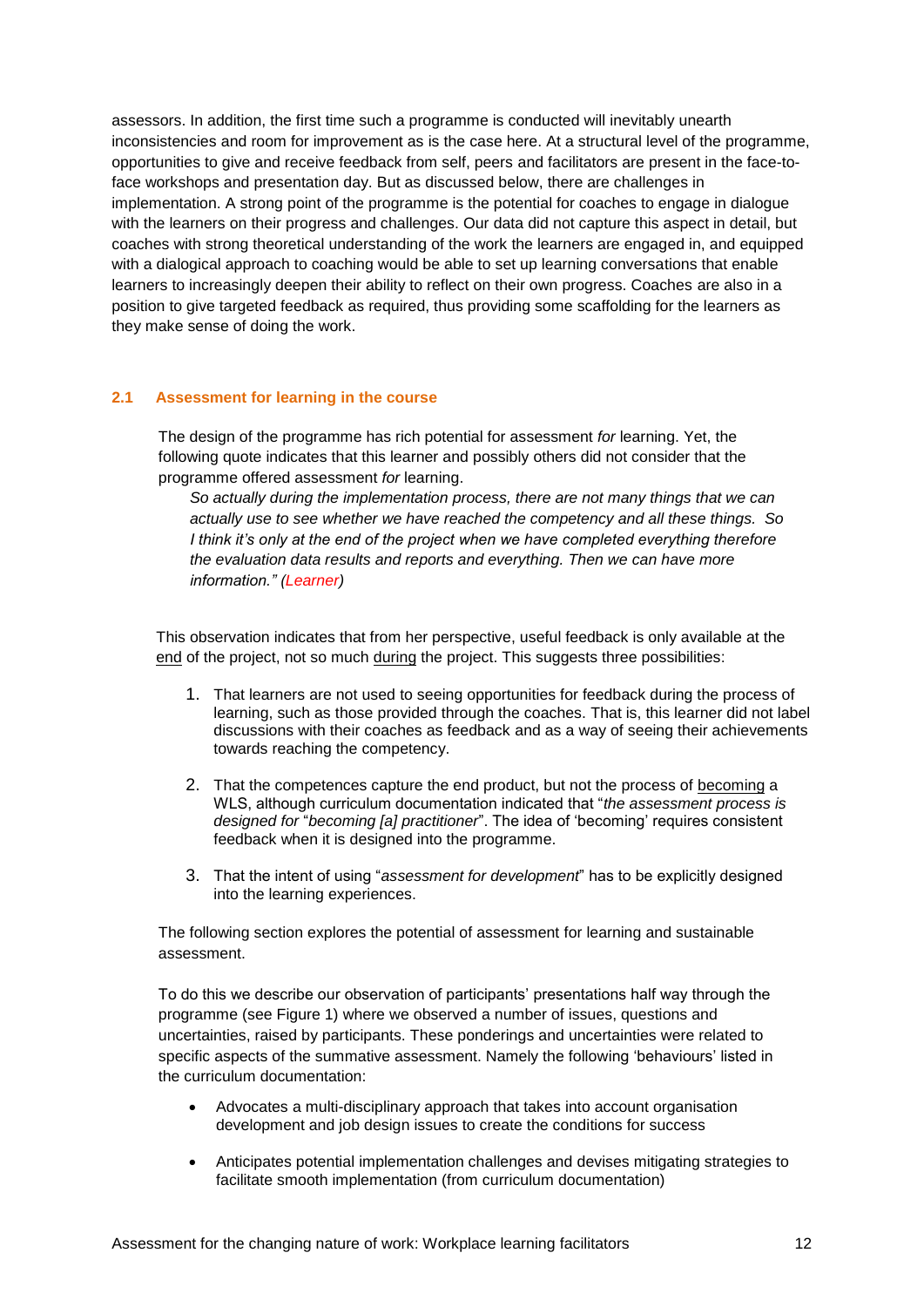assessors. In addition, the first time such a programme is conducted will inevitably unearth inconsistencies and room for improvement as is the case here. At a structural level of the programme, opportunities to give and receive feedback from self, peers and facilitators are present in the face-to-face workshops and presentation day. But as discussed below, there are challenges in implementation. A strong point of the programme is the potential for coaches to engage in dialogue with the learners on their progress and challenges. Our data did not capture this aspect in detail, but coaches with strong theoretical understanding of the work the learners are engaged in, and equipped with a dialogical approach to coaching would be able to set up learning conversations that enable learners to increasingly deepen their ability to reflect on their own progress. Coaches are also in a position to give targeted feedback as required, thus providing some scaffolding for the learners as they make sense of doing the work.

### 2.1 Assessment for learning in the course

The design of the programme has rich potential for assessment *for* learning. Yet, the following quote indicates that this learner and possibly others did not consider that the programme offered assessment *for* learning.

> *So actually during the implementation process, there are not many things that we can actually use to see whether we have reached the competency and all these things. So I think it's only at the end of the project when we have completed everything therefore the evaluation data results and reports and everything. Then we can have more information." (Learner)*

This observation indicates that from her perspective, useful feedback is only available at the end of the project, not so much during the project. This suggests three possibilities:

1. That learners are not used to seeing opportunities for feedback during the process of learning, such as those provided through the coaches. That is, this learner did not label discussions with their coaches as feedback and as a way of seeing their achievements towards reaching the competency.
2. That the competences capture the end product, but not the process of becoming a WLS, although curriculum documentation indicated that "*the assessment process is designed for* "*becoming [a] practitioner*". The idea of 'becoming' requires consistent feedback when it is designed into the programme.
3. That the intent of using "*assessment for development*" has to be explicitly designed into the learning experiences.

The following section explores the potential of assessment for learning and sustainable assessment.

To do this we describe our observation of participants' presentations half way through the programme (see Figure 1) where we observed a number of issues, questions and uncertainties, raised by participants. These ponderings and uncertainties were related to specific aspects of the summative assessment. Namely the following 'behaviours' listed in the curriculum documentation:

- Advocates a multi-disciplinary approach that takes into account organisation development and job design issues to create the conditions for success
- Anticipates potential implementation challenges and devises mitigating strategies to facilitate smooth implementation (from curriculum documentation)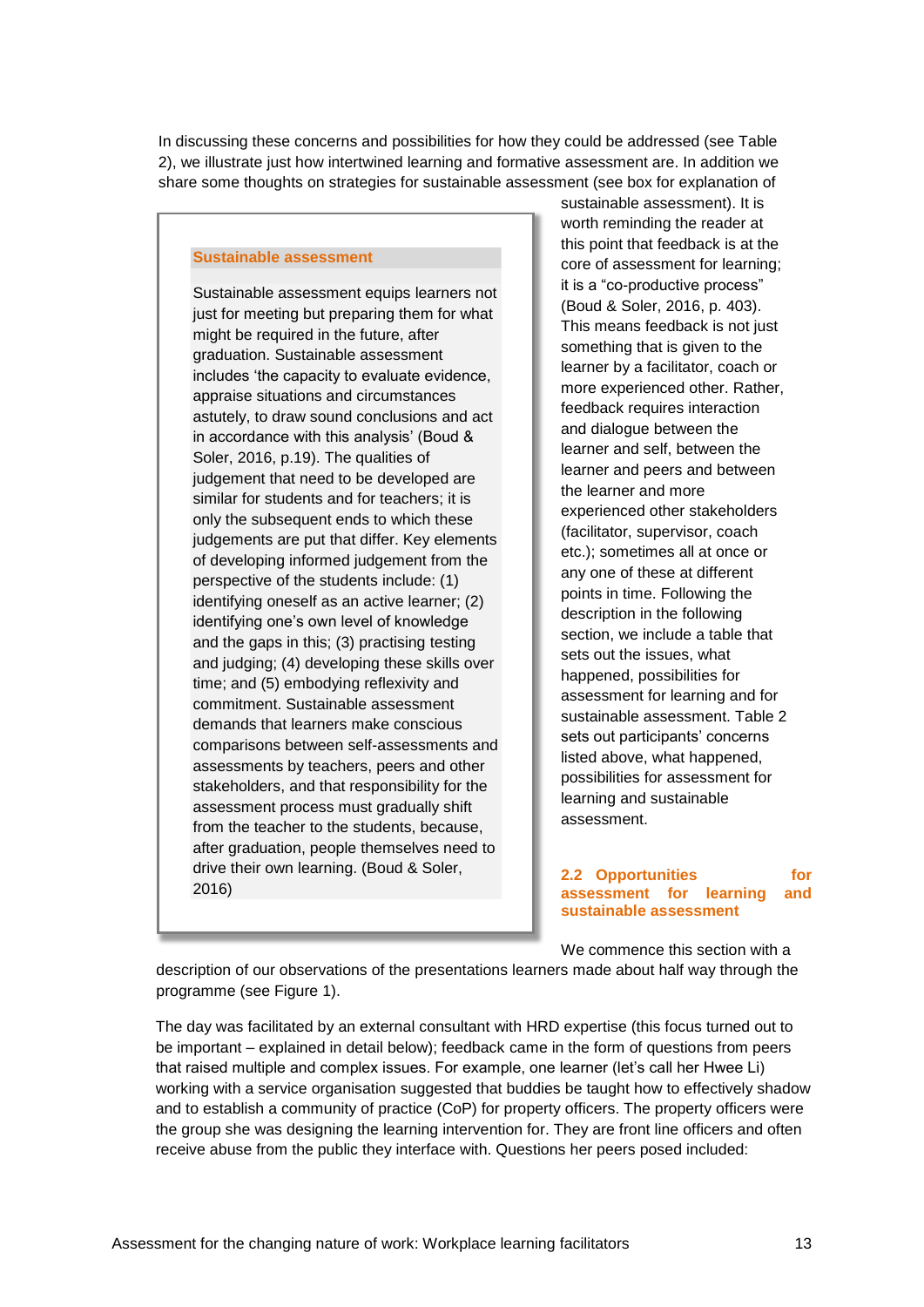In discussing these concerns and possibilities for how they could be addressed (see Table 2), we illustrate just how intertwined learning and formative assessment are. In addition we share some thoughts on strategies for sustainable assessment (see box for explanation of sustainable assessment). It is worth reminding the reader at this point that feedback is at the core of assessment for learning; it is a "co-productive process" (Boud & Soler, 2016, p. 403). This means feedback is not just something that is given to the learner by a facilitator, coach or more experienced other. Rather, feedback requires interaction and dialogue between the learner and self, between the learner and peers and between the learner and more experienced other stakeholders (facilitator, supervisor, coach etc.); sometimes all at once or any one of these at different points in time. Following the description in the following section, we include a table that sets out the issues, what happened, possibilities for assessment for learning and for sustainable assessment. Table 2 sets out participants' concerns listed above, what happened, possibilities for assessment for learning and sustainable assessment.

> **Sustainable assessment**
>
> Sustainable assessment equips learners not just for meeting but preparing them for what might be required in the future, after graduation. Sustainable assessment includes 'the capacity to evaluate evidence, appraise situations and circumstances astutely, to draw sound conclusions and act in accordance with this analysis' (Boud & Soler, 2016, p.19). The qualities of judgement that need to be developed are similar for students and for teachers; it is only the subsequent ends to which these judgements are put that differ. Key elements of developing informed judgement from the perspective of the students include: (1) identifying oneself as an active learner; (2) identifying one's own level of knowledge and the gaps in this; (3) practising testing and judging; (4) developing these skills over time; and (5) embodying reflexivity and commitment. Sustainable assessment demands that learners make conscious comparisons between self-assessments and assessments by teachers, peers and other stakeholders, and that responsibility for the assessment process must gradually shift from the teacher to the students, because, after graduation, people themselves need to drive their own learning. (Boud & Soler, 2016)

## 2.2 Opportunities for assessment for learning and sustainable assessment

We commence this section with a description of our observations of the presentations learners made about half way through the programme (see Figure 1).

The day was facilitated by an external consultant with HRD expertise (this focus turned out to be important – explained in detail below); feedback came in the form of questions from peers that raised multiple and complex issues. For example, one learner (let's call her Hwee Li) working with a service organisation suggested that buddies be taught how to effectively shadow and to establish a community of practice (CoP) for property officers. The property officers were the group she was designing the learning intervention for. They are front line officers and often receive abuse from the public they interface with. Questions her peers posed included: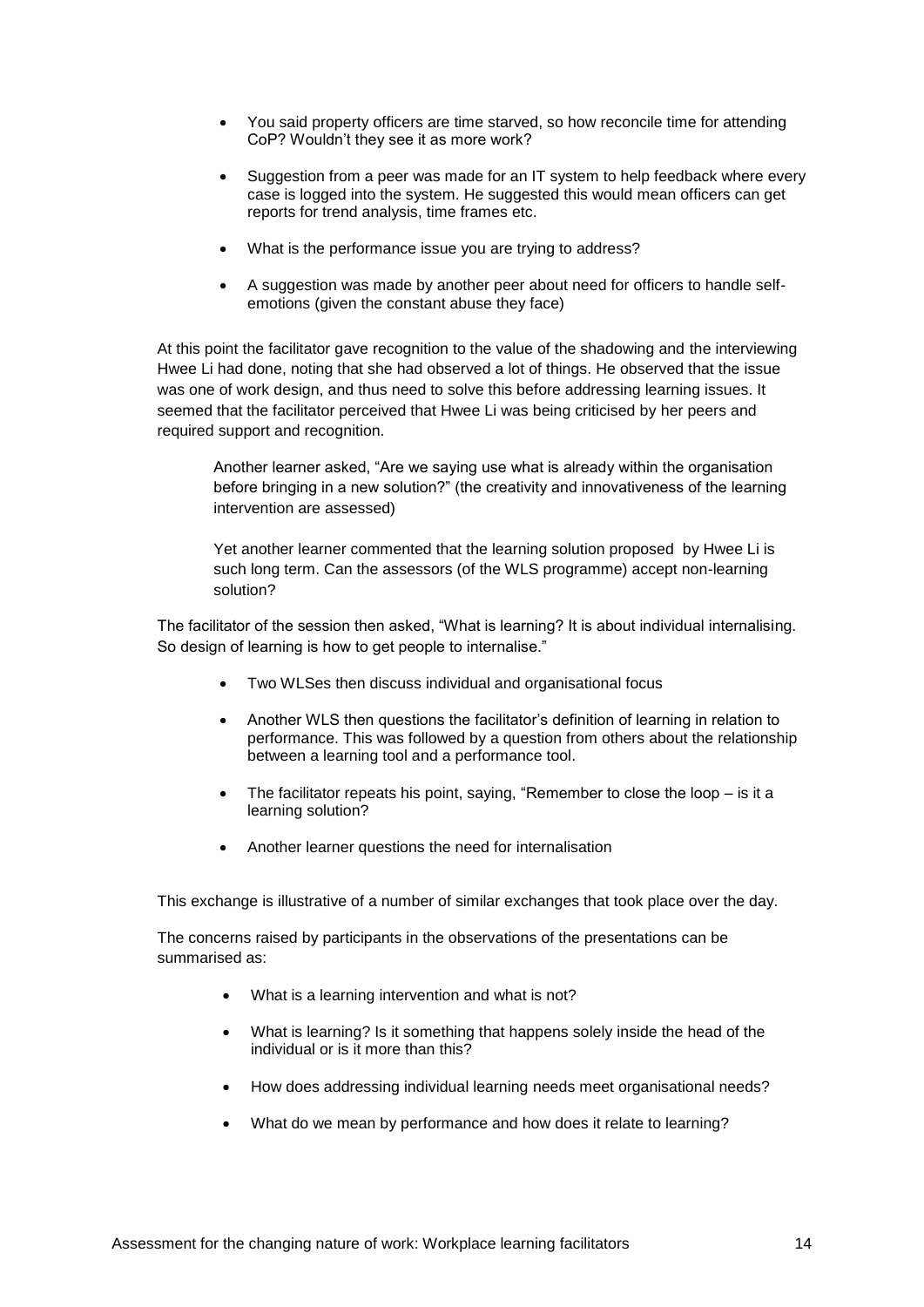- You said property officers are time starved, so how reconcile time for attending CoP? Wouldn't they see it as more work?
- Suggestion from a peer was made for an IT system to help feedback where every case is logged into the system. He suggested this would mean officers can get reports for trend analysis, time frames etc.
- What is the performance issue you are trying to address?
- A suggestion was made by another peer about need for officers to handle self-emotions (given the constant abuse they face)

At this point the facilitator gave recognition to the value of the shadowing and the interviewing Hwee Li had done, noting that she had observed a lot of things. He observed that the issue was one of work design, and thus need to solve this before addressing learning issues. It seemed that the facilitator perceived that Hwee Li was being criticised by her peers and required support and recognition.

> Another learner asked, "Are we saying use what is already within the organisation before bringing in a new solution?" (the creativity and innovativeness of the learning intervention are assessed)
>
> Yet another learner commented that the learning solution proposed by Hwee Li is such long term. Can the assessors (of the WLS programme) accept non-learning solution?

The facilitator of the session then asked, "What is learning? It is about individual internalising. So design of learning is how to get people to internalise."

- Two WLSes then discuss individual and organisational focus
- Another WLS then questions the facilitator's definition of learning in relation to performance. This was followed by a question from others about the relationship between a learning tool and a performance tool.
- The facilitator repeats his point, saying, "Remember to close the loop – is it a learning solution?
- Another learner questions the need for internalisation

This exchange is illustrative of a number of similar exchanges that took place over the day.

The concerns raised by participants in the observations of the presentations can be summarised as:

- What is a learning intervention and what is not?
- What is learning? Is it something that happens solely inside the head of the individual or is it more than this?
- How does addressing individual learning needs meet organisational needs?
- What do we mean by performance and how does it relate to learning?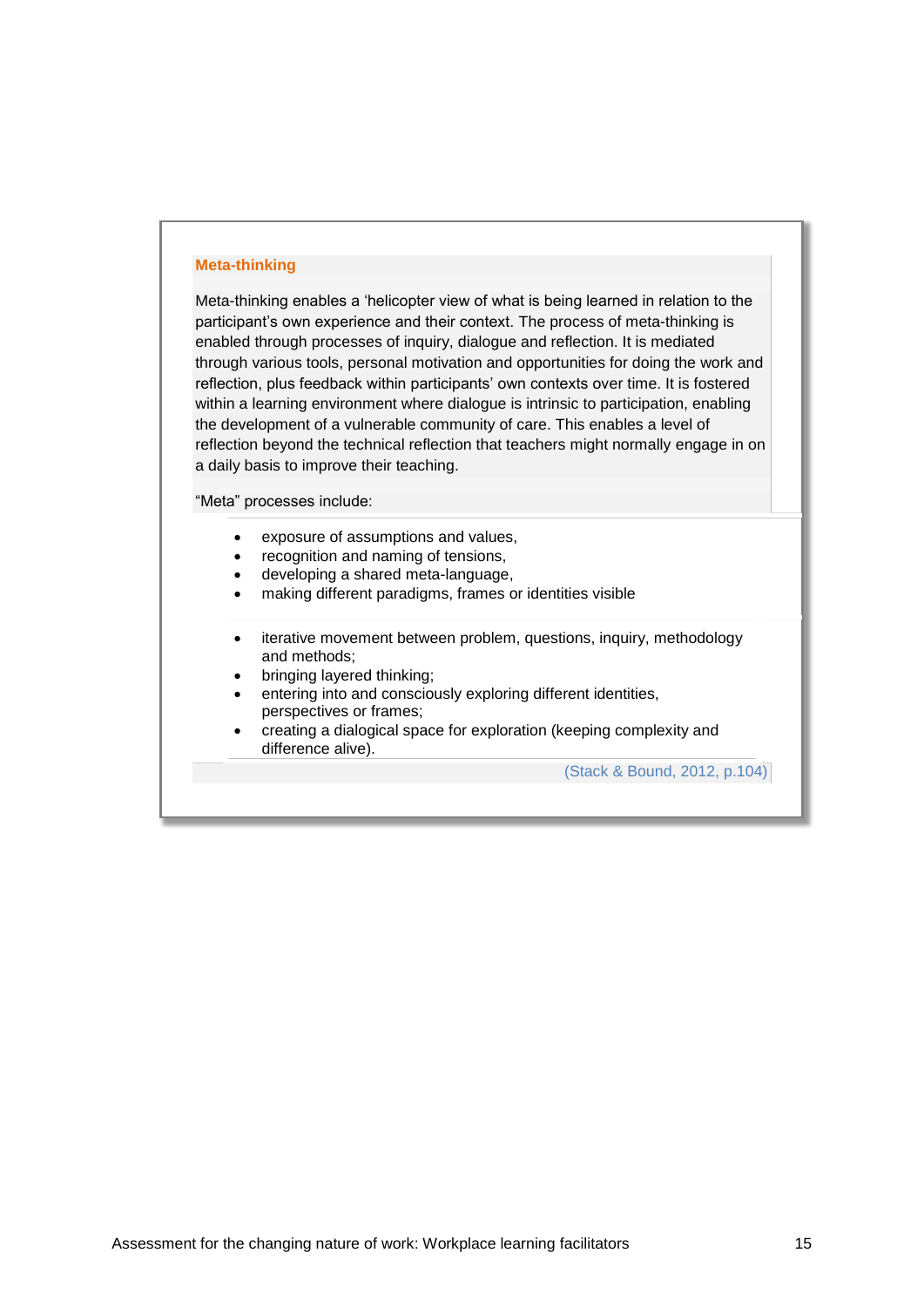**Meta-thinking**

Meta-thinking enables a 'helicopter view of what is being learned in relation to the participant's own experience and their context. The process of meta-thinking is enabled through processes of inquiry, dialogue and reflection. It is mediated through various tools, personal motivation and opportunities for doing the work and reflection, plus feedback within participants' own contexts over time. It is fostered within a learning environment where dialogue is intrinsic to participation, enabling the development of a vulnerable community of care. This enables a level of reflection beyond the technical reflection that teachers might normally engage in on a daily basis to improve their teaching.

"Meta" processes include:

- exposure of assumptions and values,
- recognition and naming of tensions,
- developing a shared meta-language,
- making different paradigms, frames or identities visible

- iterative movement between problem, questions, inquiry, methodology and methods;
- bringing layered thinking;
- entering into and consciously exploring different identities, perspectives or frames;
- creating a dialogical space for exploration (keeping complexity and difference alive).

(Stack & Bound, 2012, p.104)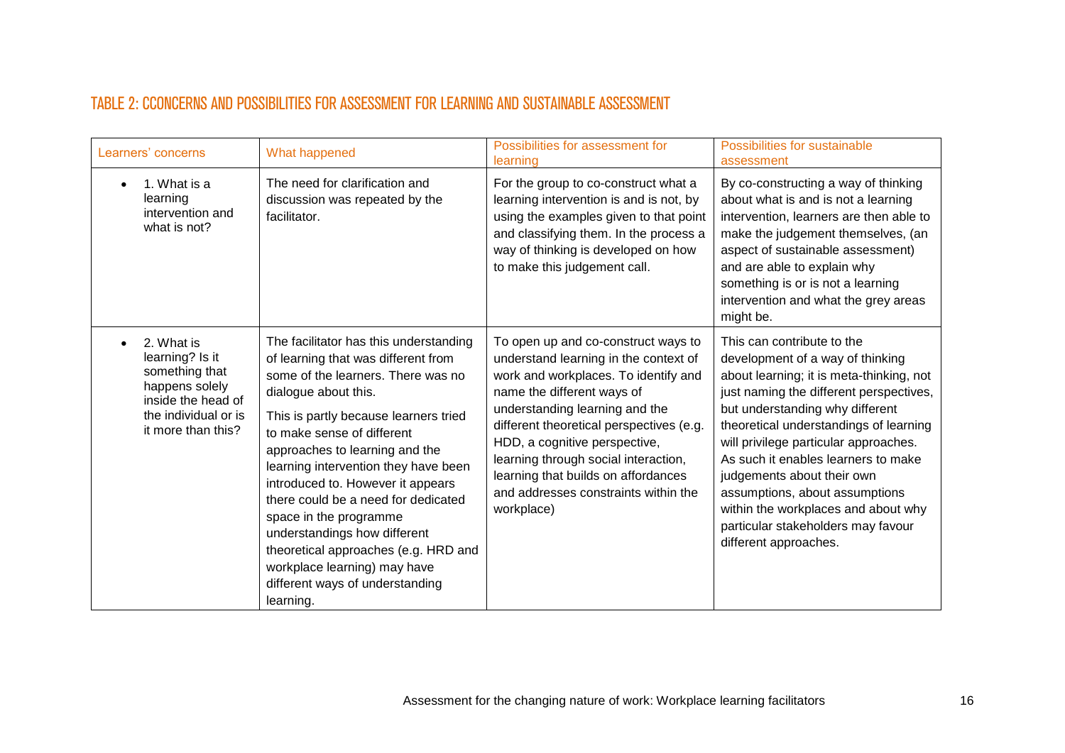## TABLE 2: CCONCERNS AND POSSIBILITIES FOR ASSESSMENT FOR LEARNING AND SUSTAINABLE ASSESSMENT

| Learners' concerns | What happened | Possibilities for assessment for learning | Possibilities for sustainable assessment |
|---|---|---|---|
| • 1. What is a learning intervention and what is not? | The need for clarification and discussion was repeated by the facilitator. | For the group to co-construct what a learning intervention is and is not, by using the examples given to that point and classifying them. In the process a way of thinking is developed on how to make this judgement call. | By co-constructing a way of thinking about what is and is not a learning intervention, learners are then able to make the judgement themselves, (an aspect of sustainable assessment) and are able to explain why something is or is not a learning intervention and what the grey areas might be. |
| • 2. What is learning? Is it something that happens solely inside the head of the individual or is it more than this? | The facilitator has this understanding of learning that was different from some of the learners. There was no dialogue about this.<br><br>This is partly because learners tried to make sense of different approaches to learning and the learning intervention they have been introduced to. However it appears there could be a need for dedicated space in the programme understandings how different theoretical approaches (e.g. HRD and workplace learning) may have different ways of understanding learning. | To open up and co-construct ways to understand learning in the context of work and workplaces. To identify and name the different ways of understanding learning and the different theoretical perspectives (e.g. HDD, a cognitive perspective, learning through social interaction, learning that builds on affordances and addresses constraints within the workplace) | This can contribute to the development of a way of thinking about learning; it is meta-thinking, not just naming the different perspectives, but understanding why different theoretical understandings of learning will privilege particular approaches. As such it enables learners to make judgements about their own assumptions, about assumptions within the workplaces and about why particular stakeholders may favour different approaches. |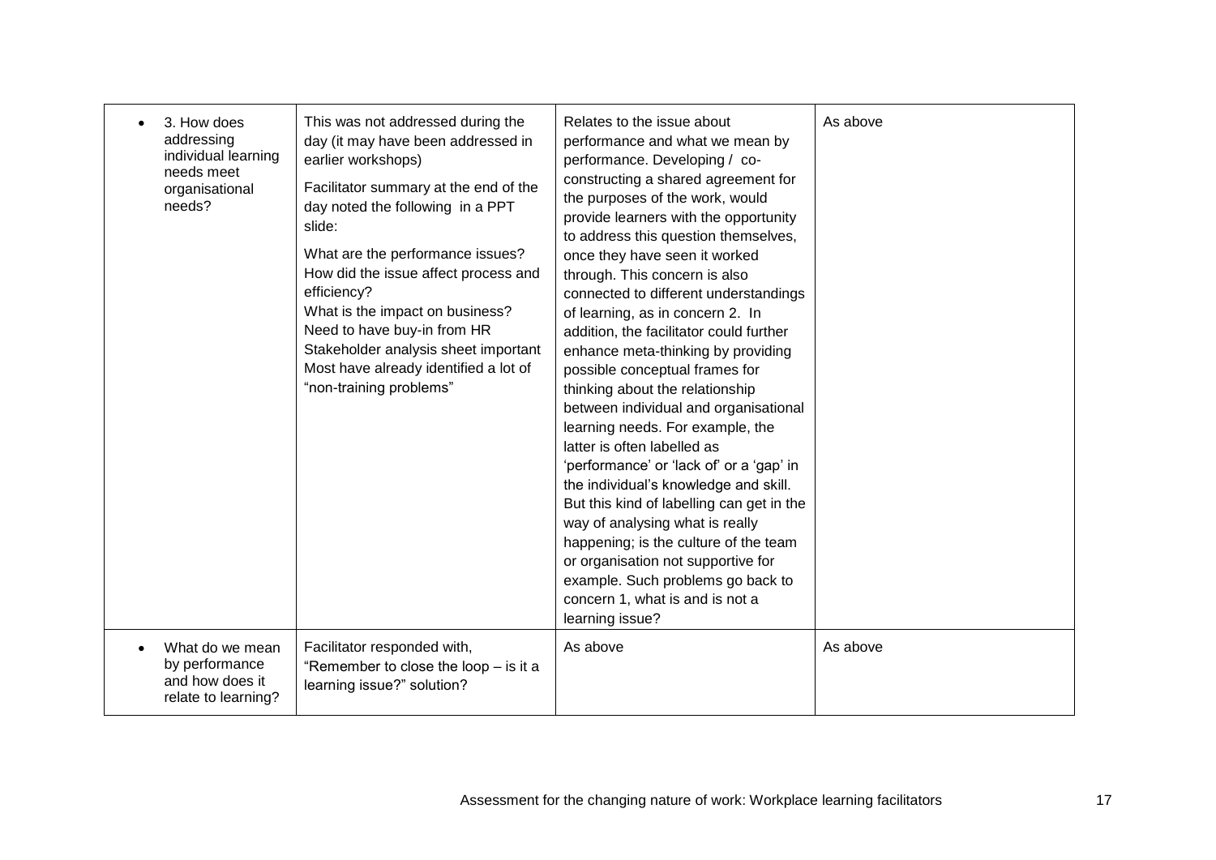| | | | |
|---|---|---|---|
| • 3. How does addressing individual learning needs meet organisational needs? | This was not addressed during the day (it may have been addressed in earlier workshops)<br><br>Facilitator summary at the end of the day noted the following in a PPT slide:<br><br>What are the performance issues?<br>How did the issue affect process and efficiency?<br>What is the impact on business?<br>Need to have buy-in from HR<br>Stakeholder analysis sheet important<br>Most have already identified a lot of "non-training problems" | Relates to the issue about performance and what we mean by performance. Developing / co-constructing a shared agreement for the purposes of the work, would provide learners with the opportunity to address this question themselves, once they have seen it worked through. This concern is also connected to different understandings of learning, as in concern 2. In addition, the facilitator could further enhance meta-thinking by providing possible conceptual frames for thinking about the relationship between individual and organisational learning needs. For example, the latter is often labelled as 'performance' or 'lack of' or a 'gap' in the individual's knowledge and skill. But this kind of labelling can get in the way of analysing what is really happening; is the culture of the team or organisation not supportive for example. Such problems go back to concern 1, what is and is not a learning issue? | As above |
| • What do we mean by performance and how does it relate to learning? | Facilitator responded with, "Remember to close the loop – is it a learning issue?" solution? | As above | As above |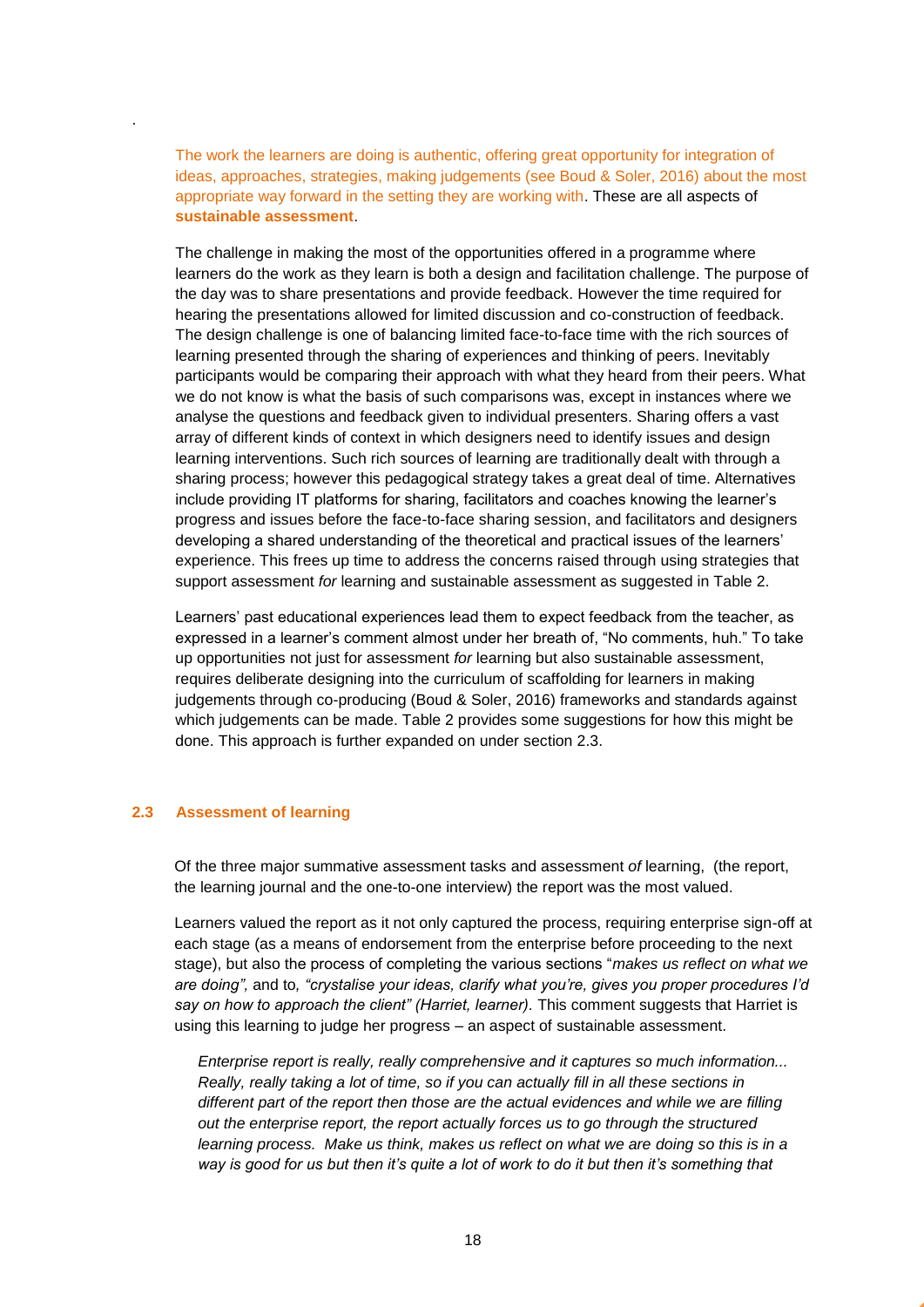The work the learners are doing is authentic, offering great opportunity for integration of ideas, approaches, strategies, making judgements (see Boud & Soler, 2016) about the most appropriate way forward in the setting they are working with. These are all aspects of **sustainable assessment**.

The challenge in making the most of the opportunities offered in a programme where learners do the work as they learn is both a design and facilitation challenge. The purpose of the day was to share presentations and provide feedback. However the time required for hearing the presentations allowed for limited discussion and co-construction of feedback. The design challenge is one of balancing limited face-to-face time with the rich sources of learning presented through the sharing of experiences and thinking of peers. Inevitably participants would be comparing their approach with what they heard from their peers. What we do not know is what the basis of such comparisons was, except in instances where we analyse the questions and feedback given to individual presenters. Sharing offers a vast array of different kinds of context in which designers need to identify issues and design learning interventions. Such rich sources of learning are traditionally dealt with through a sharing process; however this pedagogical strategy takes a great deal of time. Alternatives include providing IT platforms for sharing, facilitators and coaches knowing the learner's progress and issues before the face-to-face sharing session, and facilitators and designers developing a shared understanding of the theoretical and practical issues of the learners' experience. This frees up time to address the concerns raised through using strategies that support assessment *for* learning and sustainable assessment as suggested in Table 2.

Learners' past educational experiences lead them to expect feedback from the teacher, as expressed in a learner's comment almost under her breath of, "No comments, huh." To take up opportunities not just for assessment *for* learning but also sustainable assessment, requires deliberate designing into the curriculum of scaffolding for learners in making judgements through co-producing (Boud & Soler, 2016) frameworks and standards against which judgements can be made. Table 2 provides some suggestions for how this might be done. This approach is further expanded on under section 2.3.

## 2.3 Assessment of learning

Of the three major summative assessment tasks and assessment *of* learning, (the report, the learning journal and the one-to-one interview) the report was the most valued.

Learners valued the report as it not only captured the process, requiring enterprise sign-off at each stage (as a means of endorsement from the enterprise before proceeding to the next stage), but also the process of completing the various sections "*makes us reflect on what we are doing",* and to*, "crystalise your ideas, clarify what you're, gives you proper procedures I'd say on how to approach the client" (Harriet, learner).* This comment suggests that Harriet is using this learning to judge her progress – an aspect of sustainable assessment.

> *Enterprise report is really, really comprehensive and it captures so much information... Really, really taking a lot of time, so if you can actually fill in all these sections in different part of the report then those are the actual evidences and while we are filling out the enterprise report, the report actually forces us to go through the structured learning process. Make us think, makes us reflect on what we are doing so this is in a way is good for us but then it's quite a lot of work to do it but then it's something that*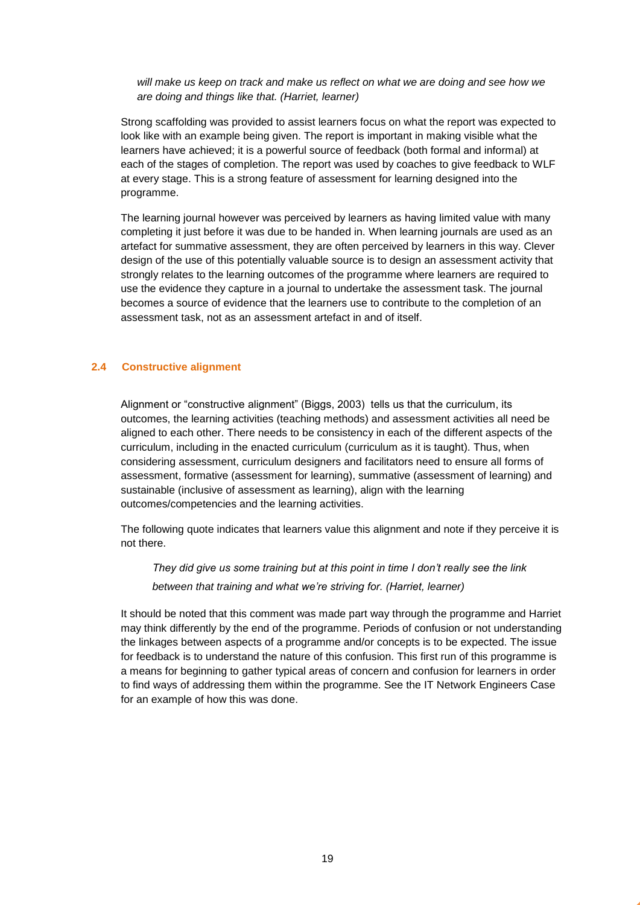*will make us keep on track and make us reflect on what we are doing and see how we are doing and things like that. (Harriet, learner)*

Strong scaffolding was provided to assist learners focus on what the report was expected to look like with an example being given. The report is important in making visible what the learners have achieved; it is a powerful source of feedback (both formal and informal) at each of the stages of completion. The report was used by coaches to give feedback to WLF at every stage. This is a strong feature of assessment for learning designed into the programme.

The learning journal however was perceived by learners as having limited value with many completing it just before it was due to be handed in. When learning journals are used as an artefact for summative assessment, they are often perceived by learners in this way. Clever design of the use of this potentially valuable source is to design an assessment activity that strongly relates to the learning outcomes of the programme where learners are required to use the evidence they capture in a journal to undertake the assessment task. The journal becomes a source of evidence that the learners use to contribute to the completion of an assessment task, not as an assessment artefact in and of itself.

### 2.4 Constructive alignment

Alignment or "constructive alignment" (Biggs, 2003) tells us that the curriculum, its outcomes, the learning activities (teaching methods) and assessment activities all need be aligned to each other. There needs to be consistency in each of the different aspects of the curriculum, including in the enacted curriculum (curriculum as it is taught). Thus, when considering assessment, curriculum designers and facilitators need to ensure all forms of assessment, formative (assessment for learning), summative (assessment of learning) and sustainable (inclusive of assessment as learning), align with the learning outcomes/competencies and the learning activities.

The following quote indicates that learners value this alignment and note if they perceive it is not there.

> *They did give us some training but at this point in time I don't really see the link between that training and what we're striving for. (Harriet, learner)*

It should be noted that this comment was made part way through the programme and Harriet may think differently by the end of the programme. Periods of confusion or not understanding the linkages between aspects of a programme and/or concepts is to be expected. The issue for feedback is to understand the nature of this confusion. This first run of this programme is a means for beginning to gather typical areas of concern and confusion for learners in order to find ways of addressing them within the programme. See the IT Network Engineers Case for an example of how this was done.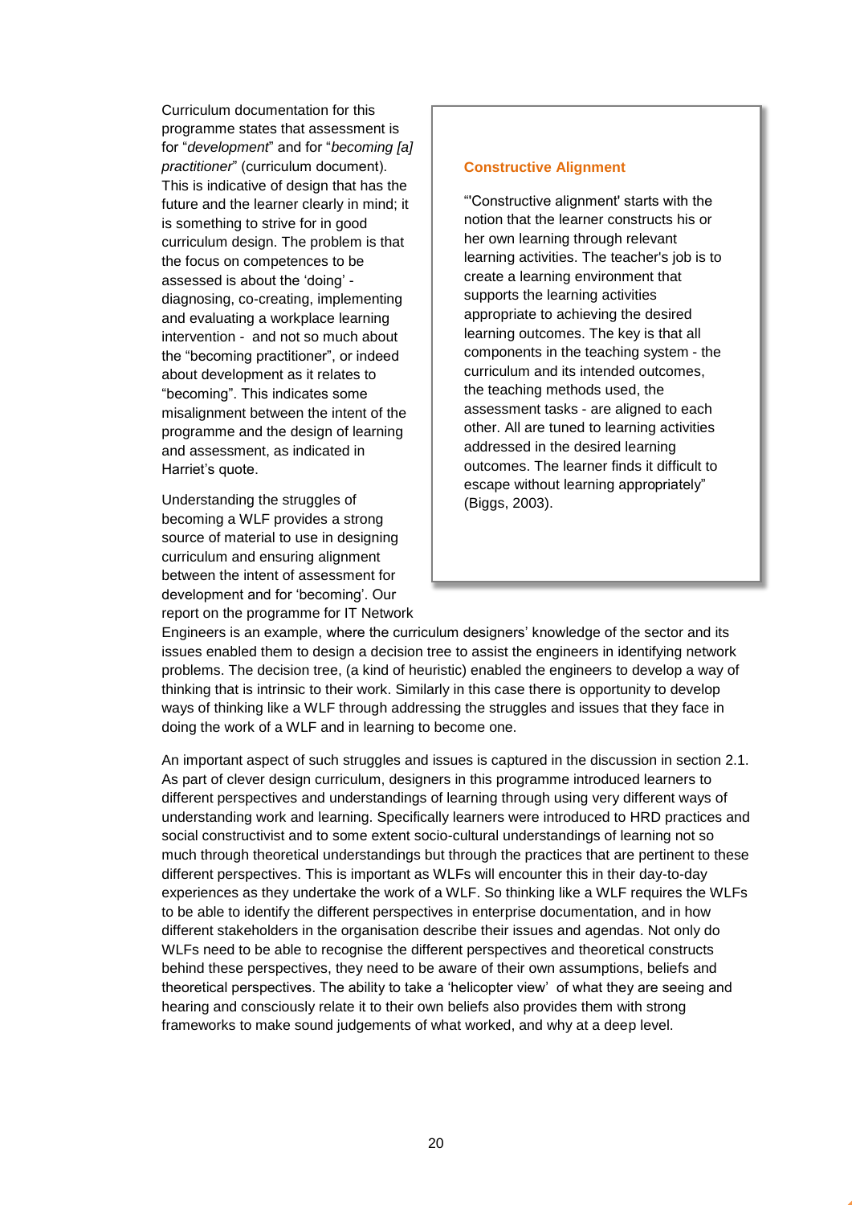Curriculum documentation for this programme states that assessment is for "*development*" and for "*becoming [a] practitioner*" (curriculum document). This is indicative of design that has the future and the learner clearly in mind; it is something to strive for in good curriculum design. The problem is that the focus on competences to be assessed is about the 'doing' - diagnosing, co-creating, implementing and evaluating a workplace learning intervention - and not so much about the "becoming practitioner", or indeed about development as it relates to "becoming". This indicates some misalignment between the intent of the programme and the design of learning and assessment, as indicated in Harriet's quote.

> **Constructive Alignment**
>
> "'Constructive alignment' starts with the notion that the learner constructs his or her own learning through relevant learning activities. The teacher's job is to create a learning environment that supports the learning activities appropriate to achieving the desired learning outcomes. The key is that all components in the teaching system - the curriculum and its intended outcomes, the teaching methods used, the assessment tasks - are aligned to each other. All are tuned to learning activities addressed in the desired learning outcomes. The learner finds it difficult to escape without learning appropriately" (Biggs, 2003).

Understanding the struggles of becoming a WLF provides a strong source of material to use in designing curriculum and ensuring alignment between the intent of assessment for development and for 'becoming'. Our report on the programme for IT Network Engineers is an example, where the curriculum designers' knowledge of the sector and its issues enabled them to design a decision tree to assist the engineers in identifying network problems. The decision tree, (a kind of heuristic) enabled the engineers to develop a way of thinking that is intrinsic to their work. Similarly in this case there is opportunity to develop ways of thinking like a WLF through addressing the struggles and issues that they face in doing the work of a WLF and in learning to become one.

An important aspect of such struggles and issues is captured in the discussion in section 2.1. As part of clever design curriculum, designers in this programme introduced learners to different perspectives and understandings of learning through using very different ways of understanding work and learning. Specifically learners were introduced to HRD practices and social constructivist and to some extent socio-cultural understandings of learning not so much through theoretical understandings but through the practices that are pertinent to these different perspectives. This is important as WLFs will encounter this in their day-to-day experiences as they undertake the work of a WLF. So thinking like a WLF requires the WLFs to be able to identify the different perspectives in enterprise documentation, and in how different stakeholders in the organisation describe their issues and agendas. Not only do WLFs need to be able to recognise the different perspectives and theoretical constructs behind these perspectives, they need to be aware of their own assumptions, beliefs and theoretical perspectives. The ability to take a 'helicopter view' of what they are seeing and hearing and consciously relate it to their own beliefs also provides them with strong frameworks to make sound judgements of what worked, and why at a deep level.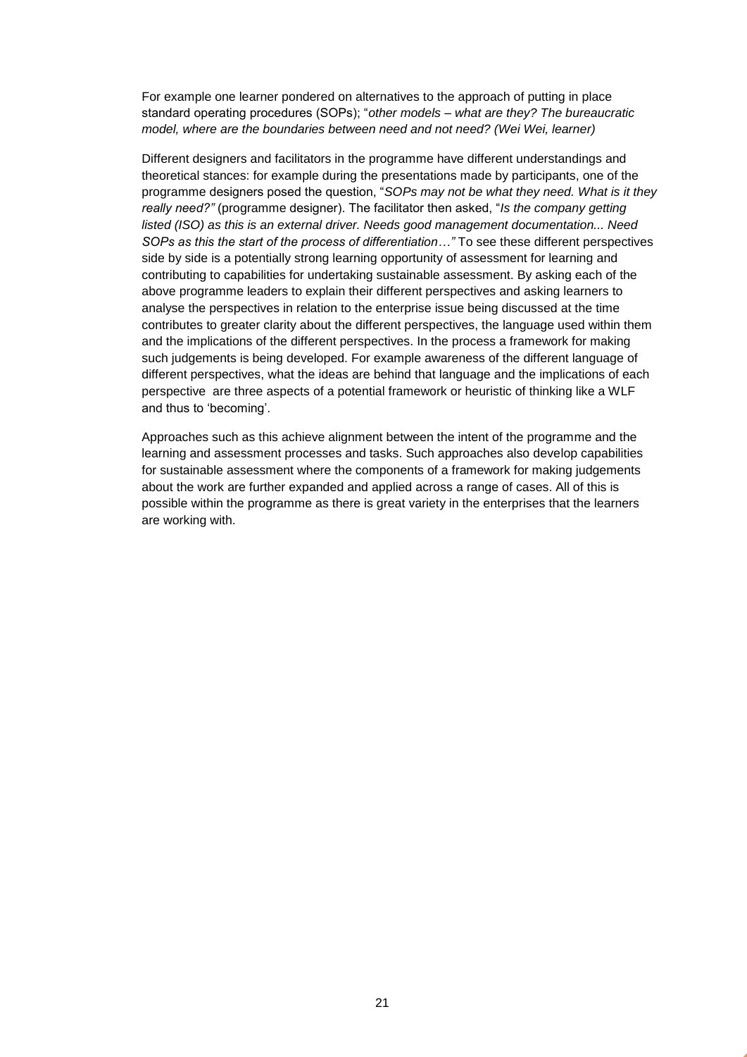For example one learner pondered on alternatives to the approach of putting in place standard operating procedures (SOPs); "*other models – what are they? The bureaucratic model, where are the boundaries between need and not need? (Wei Wei, learner)*

Different designers and facilitators in the programme have different understandings and theoretical stances: for example during the presentations made by participants, one of the programme designers posed the question, "*SOPs may not be what they need. What is it they really need?"* (programme designer). The facilitator then asked, "*Is the company getting listed (ISO) as this is an external driver. Needs good management documentation... Need SOPs as this the start of the process of differentiation…"* To see these different perspectives side by side is a potentially strong learning opportunity of assessment for learning and contributing to capabilities for undertaking sustainable assessment. By asking each of the above programme leaders to explain their different perspectives and asking learners to analyse the perspectives in relation to the enterprise issue being discussed at the time contributes to greater clarity about the different perspectives, the language used within them and the implications of the different perspectives. In the process a framework for making such judgements is being developed. For example awareness of the different language of different perspectives, what the ideas are behind that language and the implications of each perspective are three aspects of a potential framework or heuristic of thinking like a WLF and thus to 'becoming'.

Approaches such as this achieve alignment between the intent of the programme and the learning and assessment processes and tasks. Such approaches also develop capabilities for sustainable assessment where the components of a framework for making judgements about the work are further expanded and applied across a range of cases. All of this is possible within the programme as there is great variety in the enterprises that the learners are working with.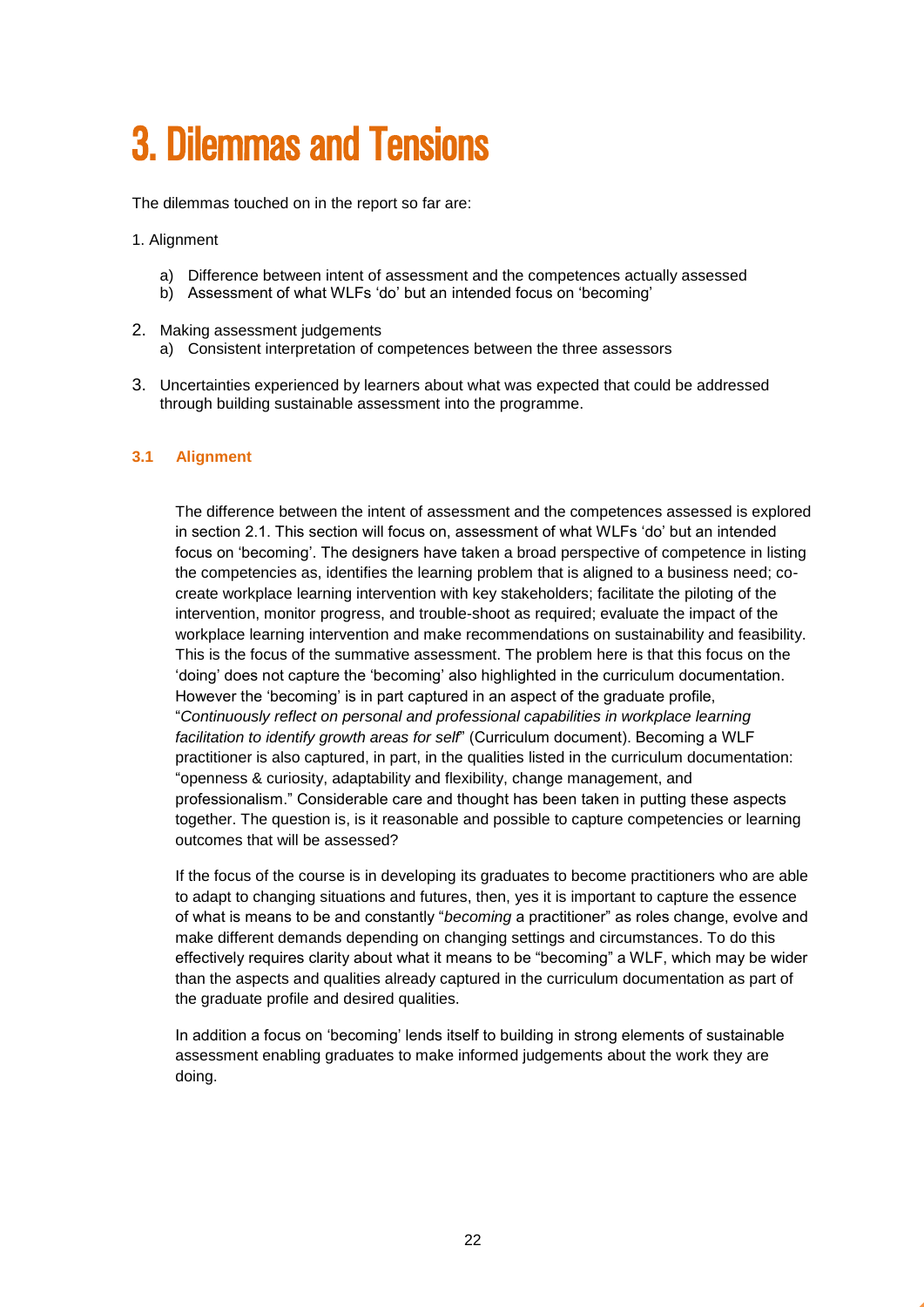# 3. Dilemmas and Tensions

The dilemmas touched on in the report so far are:

1. Alignment
   - a) Difference between intent of assessment and the competences actually assessed
   - b) Assessment of what WLFs 'do' but an intended focus on 'becoming'
2. Making assessment judgements
   - a) Consistent interpretation of competences between the three assessors
3. Uncertainties experienced by learners about what was expected that could be addressed through building sustainable assessment into the programme.

### 3.1 Alignment

The difference between the intent of assessment and the competences assessed is explored in section 2.1. This section will focus on, assessment of what WLFs 'do' but an intended focus on 'becoming'. The designers have taken a broad perspective of competence in listing the competencies as, identifies the learning problem that is aligned to a business need; co-create workplace learning intervention with key stakeholders; facilitate the piloting of the intervention, monitor progress, and trouble-shoot as required; evaluate the impact of the workplace learning intervention and make recommendations on sustainability and feasibility. This is the focus of the summative assessment. The problem here is that this focus on the 'doing' does not capture the 'becoming' also highlighted in the curriculum documentation. However the 'becoming' is in part captured in an aspect of the graduate profile, "*Continuously reflect on personal and professional capabilities in workplace learning facilitation to identify growth areas for self*" (Curriculum document). Becoming a WLF practitioner is also captured, in part, in the qualities listed in the curriculum documentation: "openness & curiosity, adaptability and flexibility, change management, and professionalism." Considerable care and thought has been taken in putting these aspects together. The question is, is it reasonable and possible to capture competencies or learning outcomes that will be assessed?

If the focus of the course is in developing its graduates to become practitioners who are able to adapt to changing situations and futures, then, yes it is important to capture the essence of what is means to be and constantly "*becoming* a practitioner" as roles change, evolve and make different demands depending on changing settings and circumstances. To do this effectively requires clarity about what it means to be "becoming" a WLF, which may be wider than the aspects and qualities already captured in the curriculum documentation as part of the graduate profile and desired qualities.

In addition a focus on 'becoming' lends itself to building in strong elements of sustainable assessment enabling graduates to make informed judgements about the work they are doing.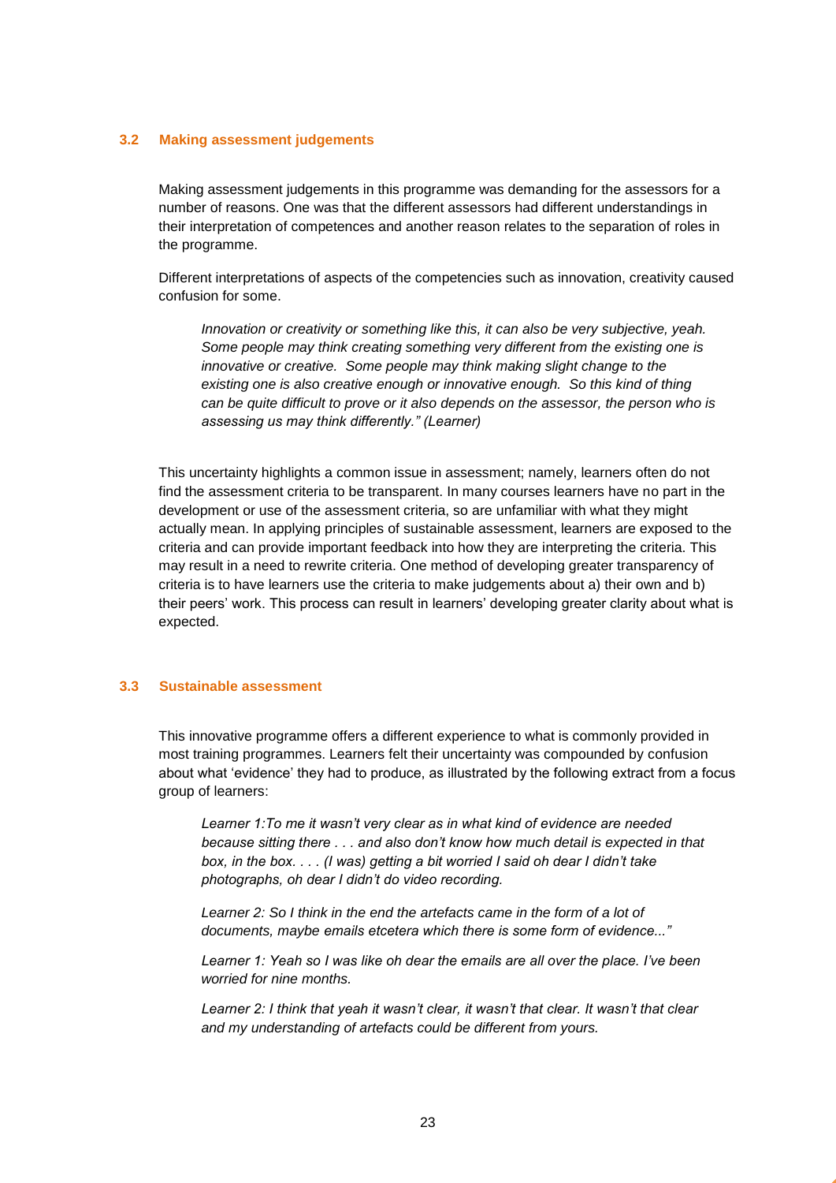### 3.2 Making assessment judgements

Making assessment judgements in this programme was demanding for the assessors for a number of reasons. One was that the different assessors had different understandings in their interpretation of competences and another reason relates to the separation of roles in the programme.

Different interpretations of aspects of the competencies such as innovation, creativity caused confusion for some.

> *Innovation or creativity or something like this, it can also be very subjective, yeah. Some people may think creating something very different from the existing one is innovative or creative. Some people may think making slight change to the existing one is also creative enough or innovative enough. So this kind of thing can be quite difficult to prove or it also depends on the assessor, the person who is assessing us may think differently." (Learner)*

This uncertainty highlights a common issue in assessment; namely, learners often do not find the assessment criteria to be transparent. In many courses learners have no part in the development or use of the assessment criteria, so are unfamiliar with what they might actually mean. In applying principles of sustainable assessment, learners are exposed to the criteria and can provide important feedback into how they are interpreting the criteria. This may result in a need to rewrite criteria. One method of developing greater transparency of criteria is to have learners use the criteria to make judgements about a) their own and b) their peers' work. This process can result in learners' developing greater clarity about what is expected.

### 3.3 Sustainable assessment

This innovative programme offers a different experience to what is commonly provided in most training programmes. Learners felt their uncertainty was compounded by confusion about what 'evidence' they had to produce, as illustrated by the following extract from a focus group of learners:

> *Learner 1:To me it wasn't very clear as in what kind of evidence are needed because sitting there . . . and also don't know how much detail is expected in that box, in the box. . . . (I was) getting a bit worried I said oh dear I didn't take photographs, oh dear I didn't do video recording.*
>
> *Learner 2: So I think in the end the artefacts came in the form of a lot of documents, maybe emails etcetera which there is some form of evidence..."*
>
> *Learner 1: Yeah so I was like oh dear the emails are all over the place. I've been worried for nine months.*
>
> *Learner 2: I think that yeah it wasn't clear, it wasn't that clear. It wasn't that clear and my understanding of artefacts could be different from yours.*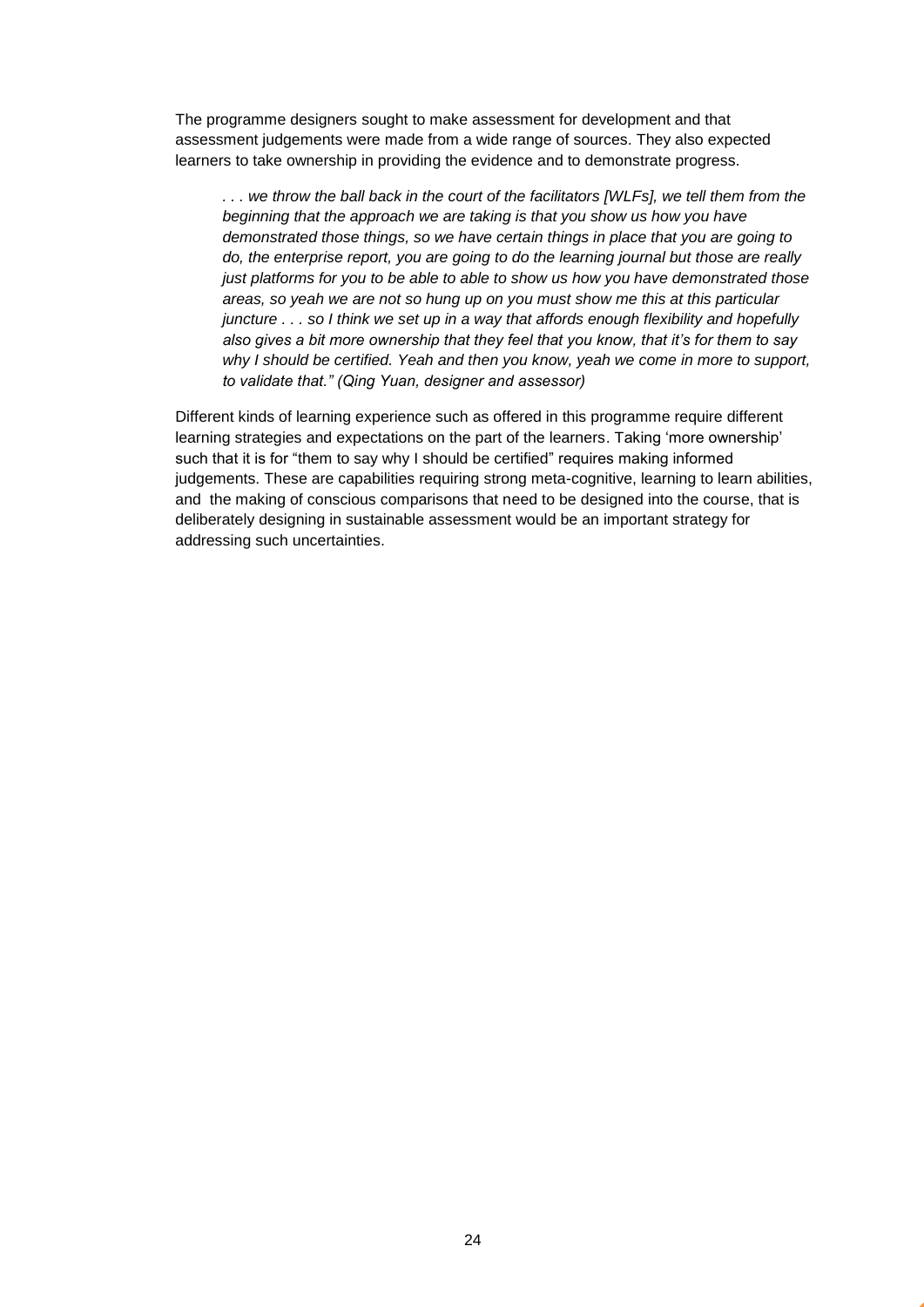The programme designers sought to make assessment for development and that assessment judgements were made from a wide range of sources. They also expected learners to take ownership in providing the evidence and to demonstrate progress.

> *. . . we throw the ball back in the court of the facilitators [WLFs], we tell them from the beginning that the approach we are taking is that you show us how you have demonstrated those things, so we have certain things in place that you are going to do, the enterprise report, you are going to do the learning journal but those are really just platforms for you to be able to able to show us how you have demonstrated those areas, so yeah we are not so hung up on you must show me this at this particular juncture . . . so I think we set up in a way that affords enough flexibility and hopefully also gives a bit more ownership that they feel that you know, that it's for them to say why I should be certified. Yeah and then you know, yeah we come in more to support, to validate that." (Qing Yuan, designer and assessor)*

Different kinds of learning experience such as offered in this programme require different learning strategies and expectations on the part of the learners. Taking 'more ownership' such that it is for "them to say why I should be certified" requires making informed judgements. These are capabilities requiring strong meta-cognitive, learning to learn abilities, and the making of conscious comparisons that need to be designed into the course, that is deliberately designing in sustainable assessment would be an important strategy for addressing such uncertainties.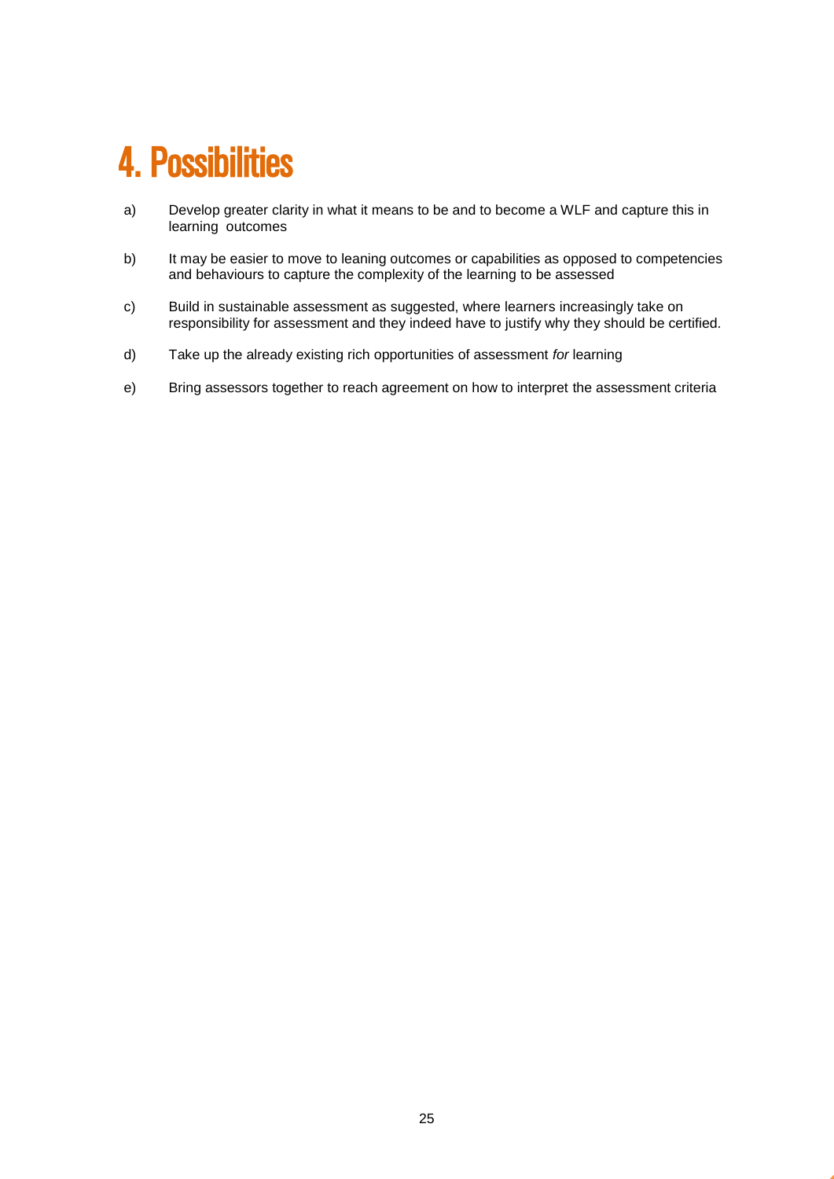# 4. Possibilities

a) Develop greater clarity in what it means to be and to become a WLF and capture this in learning outcomes

b) It may be easier to move to leaning outcomes or capabilities as opposed to competencies and behaviours to capture the complexity of the learning to be assessed

c) Build in sustainable assessment as suggested, where learners increasingly take on responsibility for assessment and they indeed have to justify why they should be certified.

d) Take up the already existing rich opportunities of assessment *for* learning

e) Bring assessors together to reach agreement on how to interpret the assessment criteria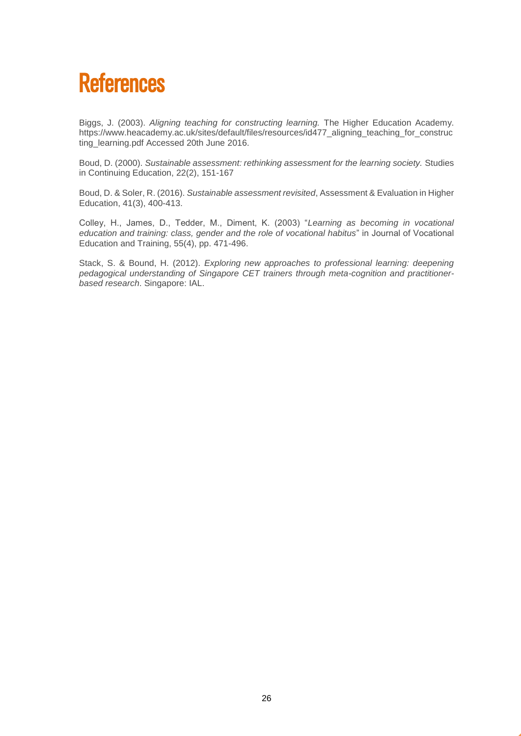# References

Biggs, J. (2003). *Aligning teaching for constructing learning.* The Higher Education Academy. https://www.heacademy.ac.uk/sites/default/files/resources/id477_aligning_teaching_for_constructing_learning.pdf Accessed 20th June 2016.

Boud, D. (2000). *Sustainable assessment: rethinking assessment for the learning society.* Studies in Continuing Education, 22(2), 151-167

Boud, D. & Soler, R. (2016). *Sustainable assessment revisited*, Assessment & Evaluation in Higher Education, 41(3), 400-413.

Colley, H., James, D., Tedder, M., Diment, K. (2003) "*Learning as becoming in vocational education and training: class, gender and the role of vocational habitus*" in Journal of Vocational Education and Training, 55(4), pp. 471-496.

Stack, S. & Bound, H. (2012). *Exploring new approaches to professional learning: deepening pedagogical understanding of Singapore CET trainers through meta-cognition and practitioner-based research*. Singapore: IAL.